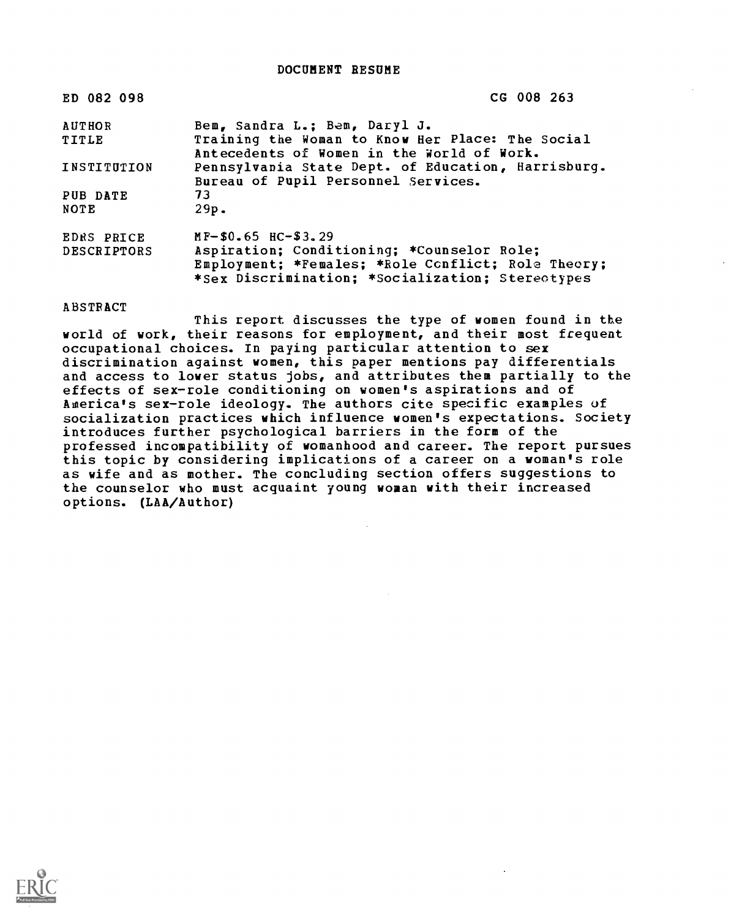# DOCUMENT RESUME

| | |
|---|---|
| ED 082 098 | CG 008 263 |
| AUTHOR | Bem, Sandra L.; Bem, Daryl J. |
| TITLE | Training the Woman to Know Her Place: The Social Antecedents of Women in the World of Work. |
| INSTITUTION | Pennsylvania State Dept. of Education, Harrisburg. Bureau of Pupil Personnel Services. |
| PUB DATE | 73 |
| NOTE | 29p. |
| EDRS PRICE | MF-$0.65 HC-$3.29 |
| DESCRIPTORS | Aspiration; Conditioning; *Counselor Role; Employment; *Females; *Role Conflict; Role Theory; *Sex Discrimination; *Socialization; Stereotypes |

## ABSTRACT

This report discusses the type of women found in the world of work, their reasons for employment, and their most frequent occupational choices. In paying particular attention to sex discrimination against women, this paper mentions pay differentials and access to lower status jobs, and attributes them partially to the effects of sex-role conditioning on women's aspirations and of America's sex-role ideology. The authors cite specific examples of socialization practices which influence women's expectations. Society introduces further psychological barriers in the form of the professed incompatibility of womanhood and career. The report pursues this topic by considering implications of a career on a woman's role as wife and as mother. The concluding section offers suggestions to the counselor who must acquaint young woman with their increased options. (LAA/Author)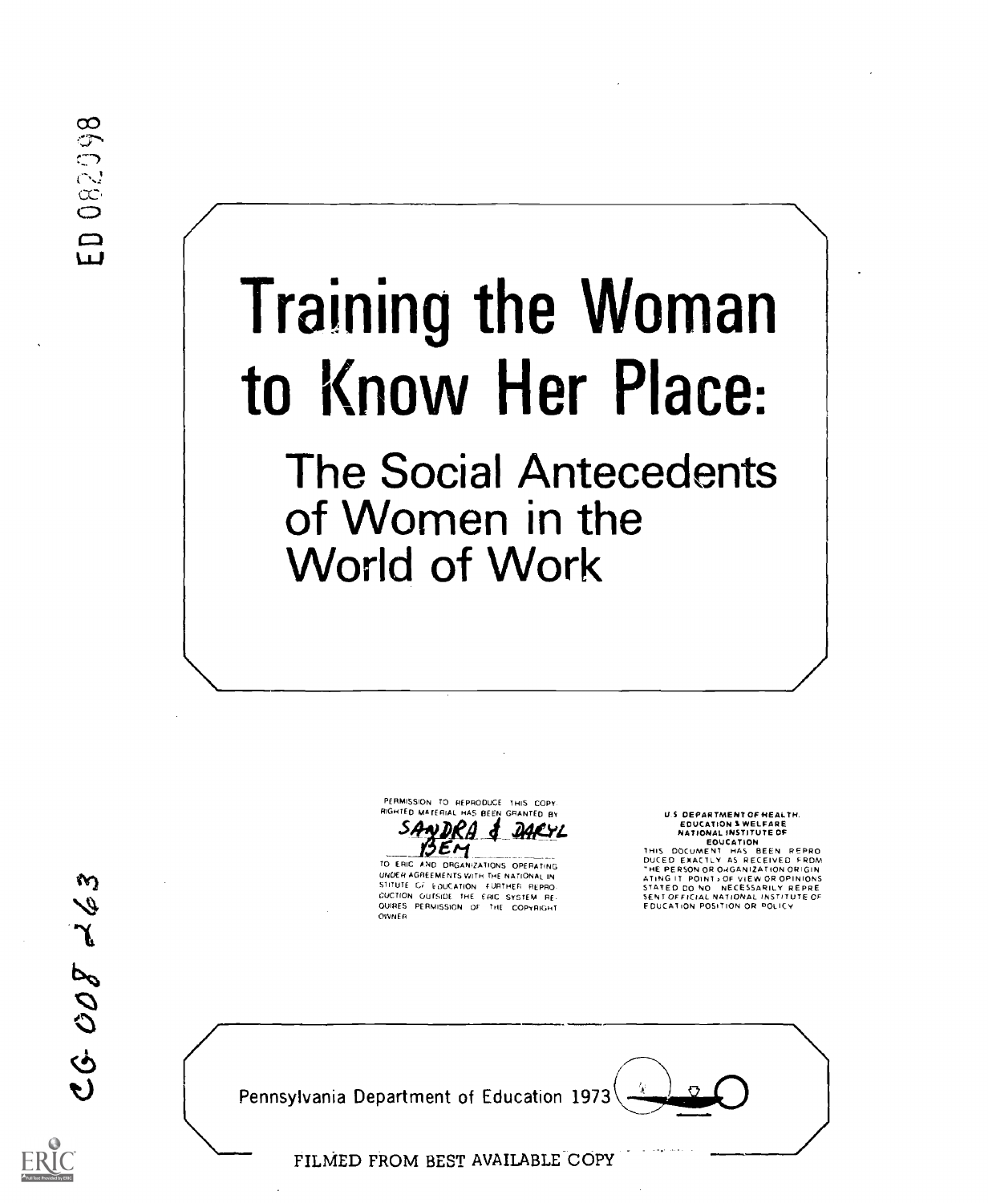ED 082098

# Training the Woman to Know Her Place:

## The Social Antecedents of Women in the World of Work

PERMISSION TO REPRODUCE THIS COPYRIGHTED MATERIAL HAS BEEN GRANTED BY

SANDRA & DARYL BEM

TO ERIC AND ORGANIZATIONS OPERATING UNDER AGREEMENTS WITH THE NATIONAL INSTITUTE OF EDUCATION. FURTHER REPRODUCTION OUTSIDE THE ERIC SYSTEM REQUIRES PERMISSION OF THE COPYRIGHT OWNER

U.S. DEPARTMENT OF HEALTH, EDUCATION & WELFARE
NATIONAL INSTITUTE OF EDUCATION
THIS DOCUMENT HAS BEEN REPRODUCED EXACTLY AS RECEIVED FROM THE PERSON OR ORGANIZATION ORIGINATING IT. POINTS OF VIEW OR OPINIONS STATED DO NOT NECESSARILY REPRESENT OFFICIAL NATIONAL INSTITUTE OF EDUCATION POSITION OR POLICY

CG 008 263

Pennsylvania Department of Education 1973

FILMED FROM BEST AVAILABLE COPY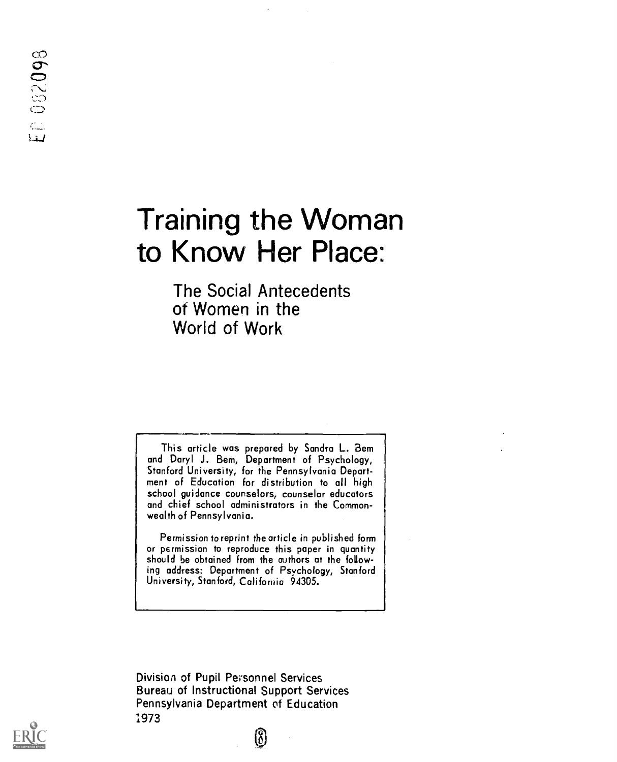ED 082098

# Training the Woman to Know Her Place:

## The Social Antecedents of Women in the World of Work

This article was prepared by Sandra L. Bem and Daryl J. Bem, Department of Psychology, Stanford University, for the Pennsylvania Department of Education for distribution to all high school guidance counselors, counselor educators and chief school administrators in the Commonwealth of Pennsylvania.

Permission to reprint the article in published form or permission to reproduce this paper in quantity should be obtained from the authors at the following address: Department of Psychology, Stanford University, Stanford, California 94305.

Division of Pupil Personnel Services
Bureau of Instructional Support Services
Pennsylvania Department of Education
1973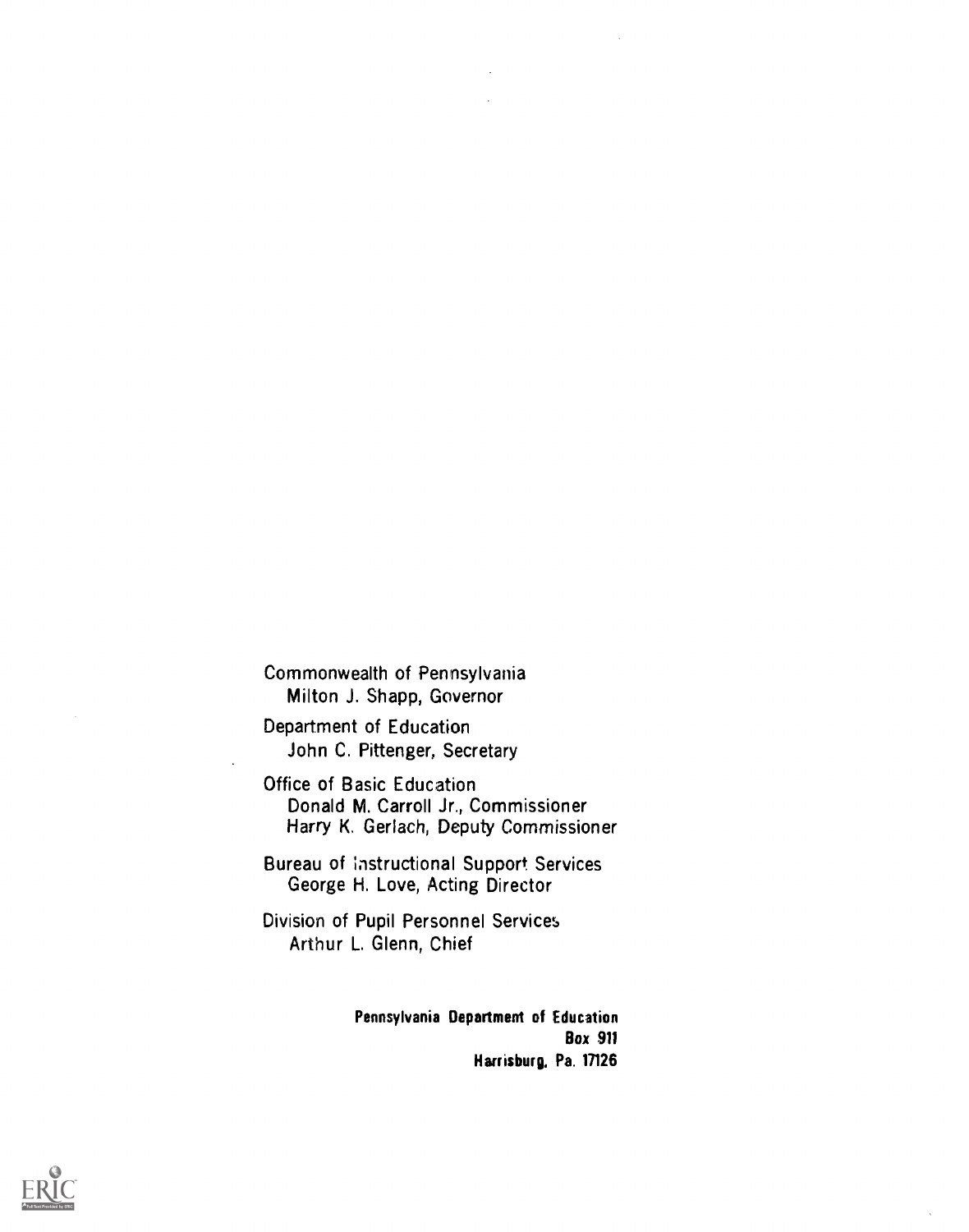Commonwealth of Pennsylvania
Milton J. Shapp, Governor

Department of Education
John C. Pittenger, Secretary

Office of Basic Education
Donald M. Carroll Jr., Commissioner
Harry K. Gerlach, Deputy Commissioner

Bureau of Instructional Support Services
George H. Love, Acting Director

Division of Pupil Personnel Services
Arthur L. Glenn, Chief

**Pennsylvania Department of Education**
**Box 911**
**Harrisburg, Pa. 17126**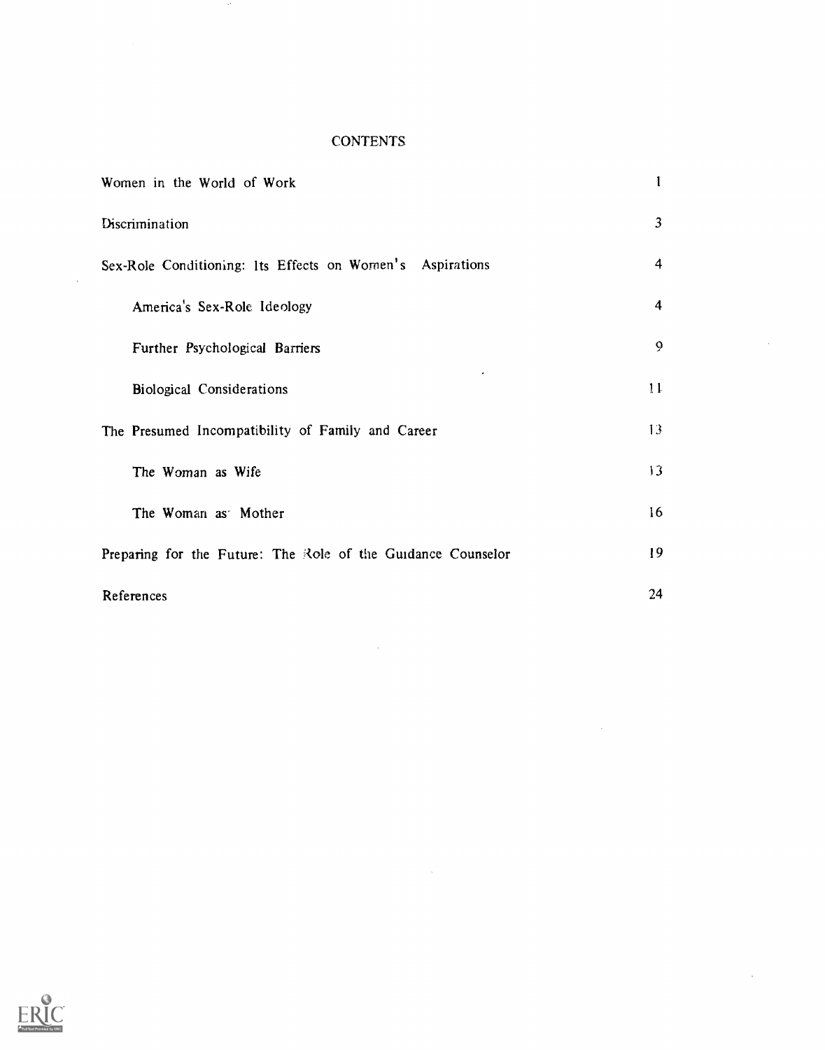# CONTENTS

| | |
|---|---|
| Women in the World of Work | 1 |
| Discrimination | 3 |
| Sex-Role Conditioning: Its Effects on Women's Aspirations | 4 |
| America's Sex-Role Ideology | 4 |
| Further Psychological Barriers | 9 |
| Biological Considerations | 11 |
| The Presumed Incompatibility of Family and Career | 13 |
| The Woman as Wife | 13 |
| The Woman as Mother | 16 |
| Preparing for the Future: The Role of the Guidance Counselor | 19 |
| References | 24 |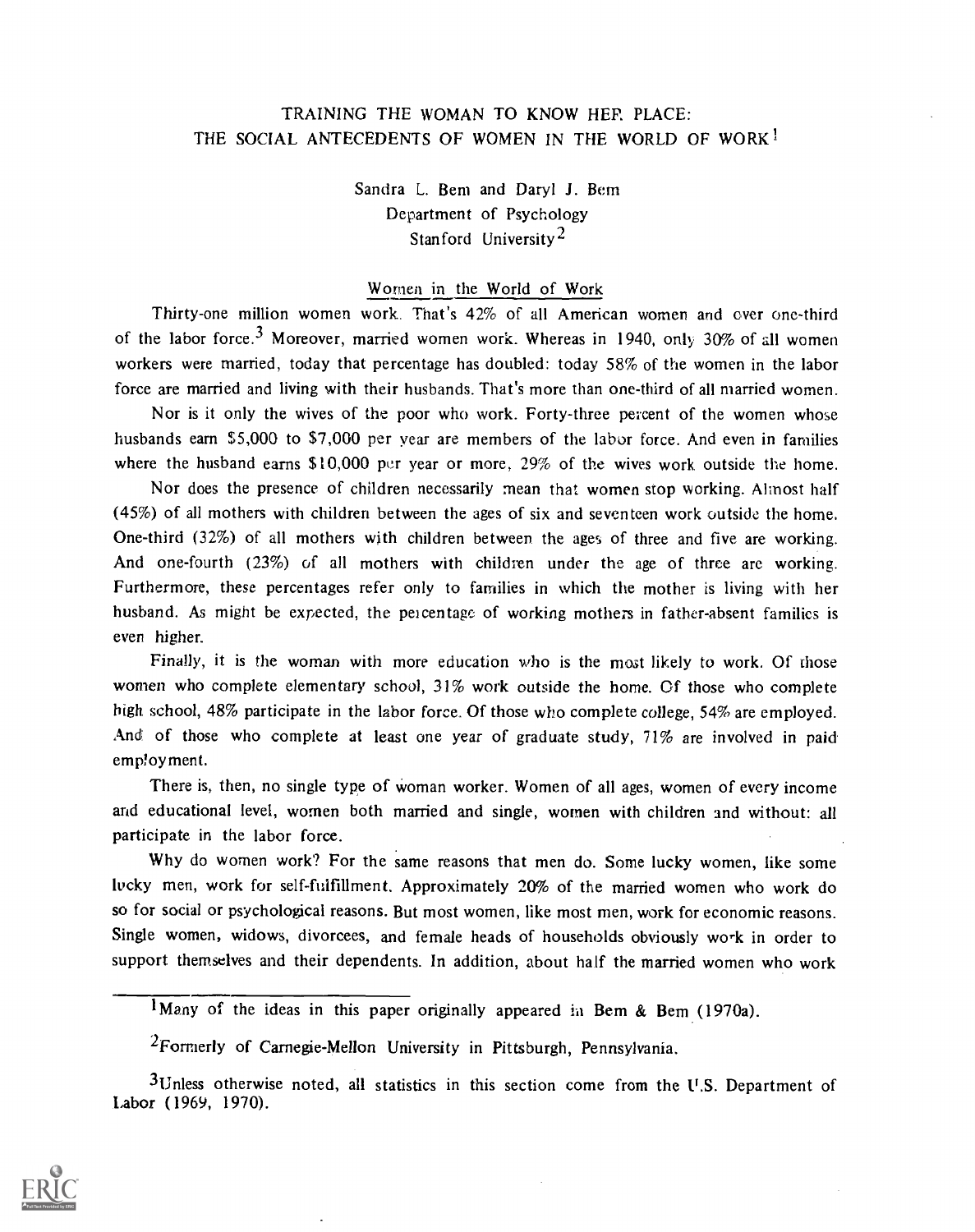# TRAINING THE WOMAN TO KNOW HER PLACE: THE SOCIAL ANTECEDENTS OF WOMEN IN THE WORLD OF WORK[1]

Sandra L. Bem and Daryl J. Bem
Department of Psychology
Stanford University[2]

## Women in the World of Work

Thirty-one million women work. That's 42% of all American women and over one-third of the labor force.[3] Moreover, married women work. Whereas in 1940, only 30% of all women workers were married, today that percentage has doubled: today 58% of the women in the labor force are married and living with their husbands. That's more than one-third of all married women.

Nor is it only the wives of the poor who work. Forty-three percent of the women whose husbands earn $5,000 to $7,000 per year are members of the labor force. And even in families where the husband earns $10,000 per year or more, 29% of the wives work outside the home.

Nor does the presence of children necessarily mean that women stop working. Almost half (45%) of all mothers with children between the ages of six and seventeen work outside the home. One-third (32%) of all mothers with children between the ages of three and five are working. And one-fourth (23%) of all mothers with children under the age of three are working. Furthermore, these percentages refer only to families in which the mother is living with her husband. As might be expected, the percentage of working mothers in father-absent families is even higher.

Finally, it is the woman with more education who is the most likely to work. Of those women who complete elementary school, 31% work outside the home. Of those who complete high school, 48% participate in the labor force. Of those who complete college, 54% are employed. And of those who complete at least one year of graduate study, 71% are involved in paid employment.

There is, then, no single type of woman worker. Women of all ages, women of every income and educational level, women both married and single, women with children and without: all participate in the labor force.

Why do women work? For the same reasons that men do. Some lucky women, like some lucky men, work for self-fulfillment. Approximately 20% of the married women who work do so for social or psychological reasons. But most women, like most men, work for economic reasons. Single women, widows, divorcees, and female heads of households obviously work in order to support themselves and their dependents. In addition, about half the married women who work

---

[1]Many of the ideas in this paper originally appeared in Bem & Bem (1970a).

[2]Formerly of Carnegie-Mellon University in Pittsburgh, Pennsylvania.

[3]Unless otherwise noted, all statistics in this section come from the U.S. Department of Labor (1969, 1970).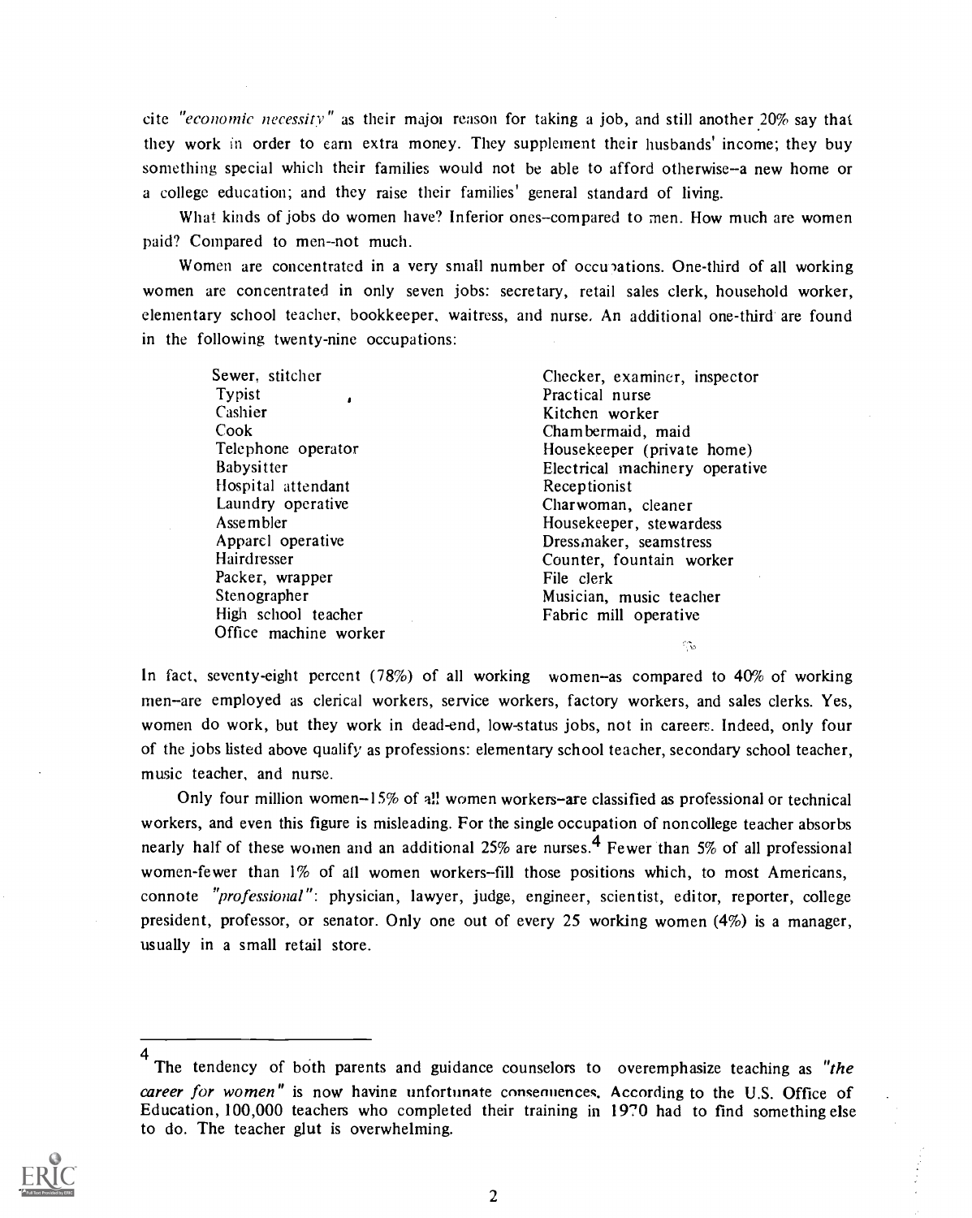cite *"economic necessity"* as their major reason for taking a job, and still another 20% say that they work in order to earn extra money. They supplement their husbands' income; they buy something special which their families would not be able to afford otherwise--a new home or a college education; and they raise their families' general standard of living.

What kinds of jobs do women have? Inferior ones--compared to men. How much are women paid? Compared to men--not much.

Women are concentrated in a very small number of occupations. One-third of all working women are concentrated in only seven jobs: secretary, retail sales clerk, household worker, elementary school teacher, bookkeeper, waitress, and nurse. An additional one-third are found in the following twenty-nine occupations:

- Sewer, stitcher
- Typist
- Cashier
- Cook
- Telephone operator
- Babysitter
- Hospital attendant
- Laundry operative
- Assembler
- Apparel operative
- Hairdresser
- Packer, wrapper
- Stenographer
- High school teacher
- Office machine worker
- Checker, examiner, inspector
- Practical nurse
- Kitchen worker
- Chambermaid, maid
- Housekeeper (private home)
- Electrical machinery operative
- Receptionist
- Charwoman, cleaner
- Housekeeper, stewardess
- Dressmaker, seamstress
- Counter, fountain worker
- File clerk
- Musician, music teacher
- Fabric mill operative

In fact, seventy-eight percent (78%) of all working women--as compared to 40% of working men--are employed as clerical workers, service workers, factory workers, and sales clerks. Yes, women do work, but they work in dead-end, low-status jobs, not in careers. Indeed, only four of the jobs listed above qualify as professions: elementary school teacher, secondary school teacher, music teacher, and nurse.

Only four million women--15% of all women workers--are classified as professional or technical workers, and even this figure is misleading. For the single occupation of noncollege teacher absorbs nearly half of these women and an additional 25% are nurses.[4] Fewer than 5% of all professional women-fewer than 1% of all women workers--fill those positions which, to most Americans, connote *"professional"*: physician, lawyer, judge, engineer, scientist, editor, reporter, college president, professor, or senator. Only one out of every 25 working women (4%) is a manager, usually in a small retail store.

---

[4] The tendency of both parents and guidance counselors to overemphasize teaching as *"the career for women"* is now having unfortunate consequences. According to the U.S. Office of Education, 100,000 teachers who completed their training in 1970 had to find something else to do. The teacher glut is overwhelming.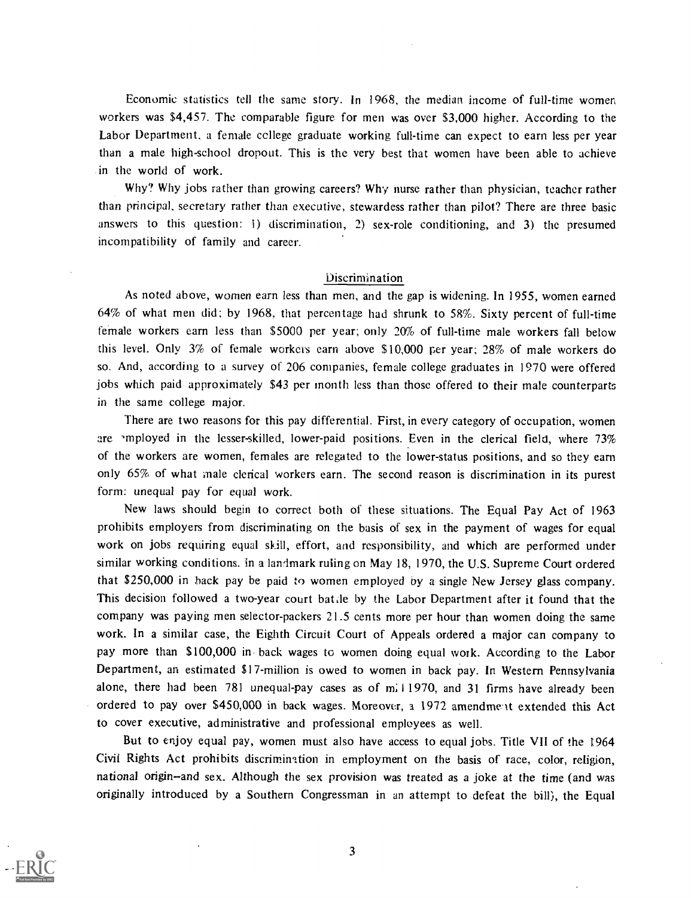Economic statistics tell the same story. In 1968, the median income of full-time women workers was $4,457. The comparable figure for men was over $3,000 higher. According to the Labor Department, a female college graduate working full-time can expect to earn less per year than a male high-school dropout. This is the very best that women have been able to achieve in the world of work.

Why? Why jobs rather than growing careers? Why nurse rather than physician, teacher rather than principal, secretary rather than executive, stewardess rather than pilot? There are three basic answers to this question: 1) discrimination, 2) sex-role conditioning, and 3) the presumed incompatibility of family and career.

## Discrimination

As noted above, women earn less than men, and the gap is widening. In 1955, women earned 64% of what men did; by 1968, that percentage had shrunk to 58%. Sixty percent of full-time female workers earn less than $5000 per year; only 20% of full-time male workers fall below this level. Only 3% of female workers earn above $10,000 per year; 28% of male workers do so. And, according to a survey of 206 companies, female college graduates in 1970 were offered jobs which paid approximately $43 per month less than those offered to their male counterparts in the same college major.

There are two reasons for this pay differential. First, in every category of occupation, women are employed in the lesser-skilled, lower-paid positions. Even in the clerical field, where 73% of the workers are women, females are relegated to the lower-status positions, and so they earn only 65% of what male clerical workers earn. The second reason is discrimination in its purest form: unequal pay for equal work.

New laws should begin to correct both of these situations. The Equal Pay Act of 1963 prohibits employers from discriminating on the basis of sex in the payment of wages for equal work on jobs requiring equal skill, effort, and responsibility, and which are performed under similar working conditions. In a landmark ruling on May 18, 1970, the U.S. Supreme Court ordered that $250,000 in back pay be paid to women employed by a single New Jersey glass company. This decision followed a two-year court battle by the Labor Department after it found that the company was paying men selector-packers 21.5 cents more per hour than women doing the same work. In a similar case, the Eighth Circuit Court of Appeals ordered a major can company to pay more than $100,000 in back wages to women doing equal work. According to the Labor Department, an estimated $17-million is owed to women in back pay. In Western Pennsylvania alone, there had been 781 unequal-pay cases as of mid 1970, and 31 firms have already been ordered to pay over $450,000 in back wages. Moreover, a 1972 amendment extended this Act to cover executive, administrative and professional employees as well.

But to enjoy equal pay, women must also have access to equal jobs. Title VII of the 1964 Civil Rights Act prohibits discrimination in employment on the basis of race, color, religion, national origin--and sex. Although the sex provision was treated as a joke at the time (and was originally introduced by a Southern Congressman in an attempt to defeat the bill), the Equal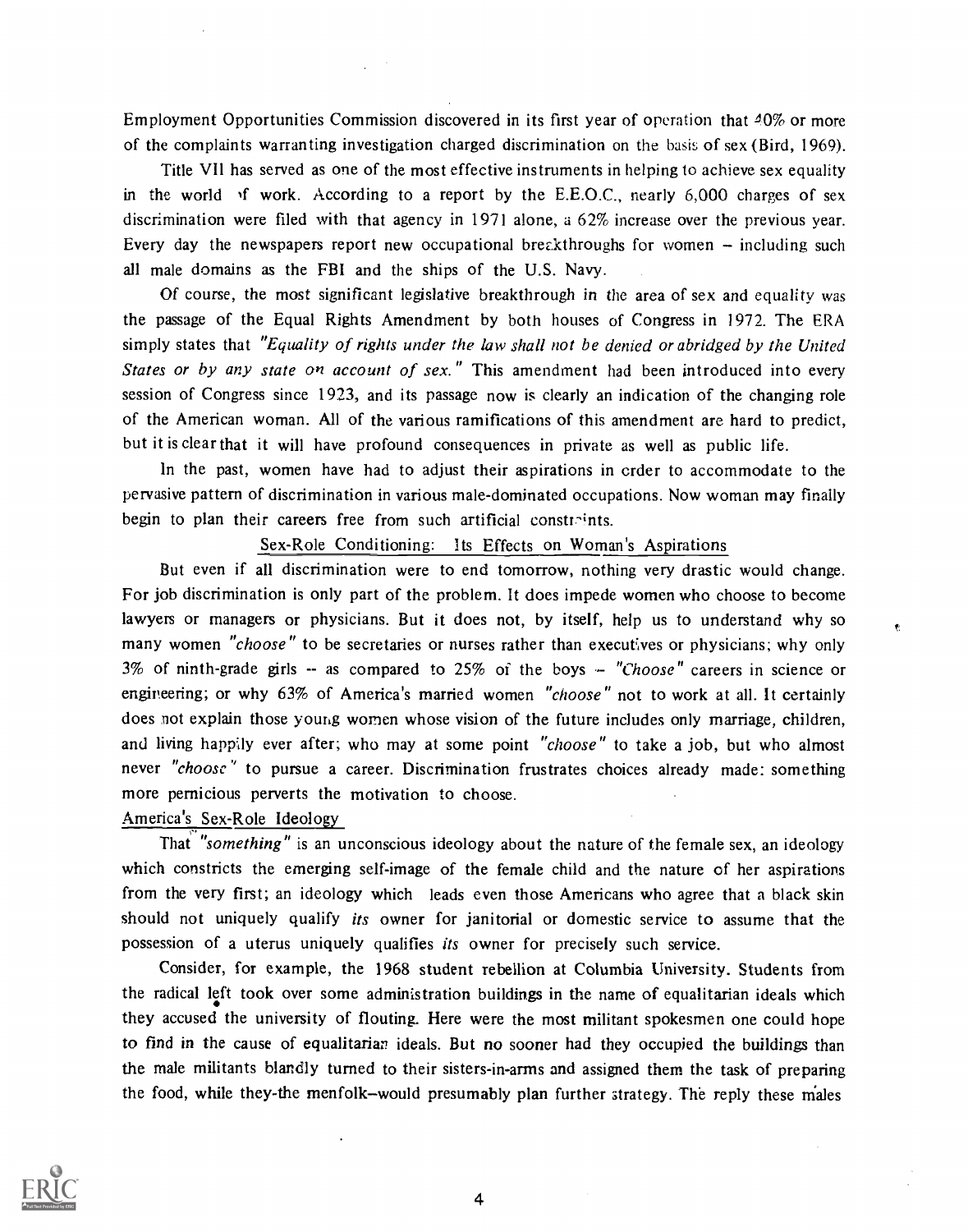Employment Opportunities Commission discovered in its first year of operation that 40% or more of the complaints warranting investigation charged discrimination on the basis of sex (Bird, 1969).

Title VII has served as one of the most effective instruments in helping to achieve sex equality in the world of work. According to a report by the E.E.O.C., nearly 6,000 charges of sex discrimination were filed with that agency in 1971 alone, a 62% increase over the previous year. Every day the newspapers report new occupational breakthroughs for women – including such all male domains as the FBI and the ships of the U.S. Navy.

Of course, the most significant legislative breakthrough in the area of sex and equality was the passage of the Equal Rights Amendment by both houses of Congress in 1972. The ERA simply states that *"Equality of rights under the law shall not be denied or abridged by the United States or by any state on account of sex."* This amendment had been introduced into every session of Congress since 1923, and its passage now is clearly an indication of the changing role of the American woman. All of the various ramifications of this amendment are hard to predict, but it is clear that it will have profound consequences in private as well as public life.

In the past, women have had to adjust their aspirations in order to accommodate to the pervasive pattern of discrimination in various male-dominated occupations. Now woman may finally begin to plan their careers free from such artificial constraints.

## Sex-Role Conditioning: Its Effects on Woman's Aspirations

But even if all discrimination were to end tomorrow, nothing very drastic would change. For job discrimination is only part of the problem. It does impede women who choose to become lawyers or managers or physicians. But it does not, by itself, help us to understand why so many women *"choose"* to be secretaries or nurses rather than executives or physicians; why only 3% of ninth-grade girls -- as compared to 25% of the boys – *"Choose"* careers in science or engineering; or why 63% of America's married women *"choose"* not to work at all. It certainly does not explain those young women whose vision of the future includes only marriage, children, and living happily ever after; who may at some point *"choose"* to take a job, but who almost never *"choose"* to pursue a career. Discrimination frustrates choices already made: something more pernicious perverts the motivation to choose.

### America's Sex-Role Ideology

That *"something"* is an unconscious ideology about the nature of the female sex, an ideology which constricts the emerging self-image of the female child and the nature of her aspirations from the very first; an ideology which leads even those Americans who agree that a black skin should not uniquely qualify *its* owner for janitorial or domestic service to assume that the possession of a uterus uniquely qualifies *its* owner for precisely such service.

Consider, for example, the 1968 student rebellion at Columbia University. Students from the radical left took over some administration buildings in the name of equalitarian ideals which they accused the university of flouting. Here were the most militant spokesmen one could hope to find in the cause of equalitarian ideals. But no sooner had they occupied the buildings than the male militants blandly turned to their sisters-in-arms and assigned them the task of preparing the food, while they-the menfolk–would presumably plan further strategy. The reply these males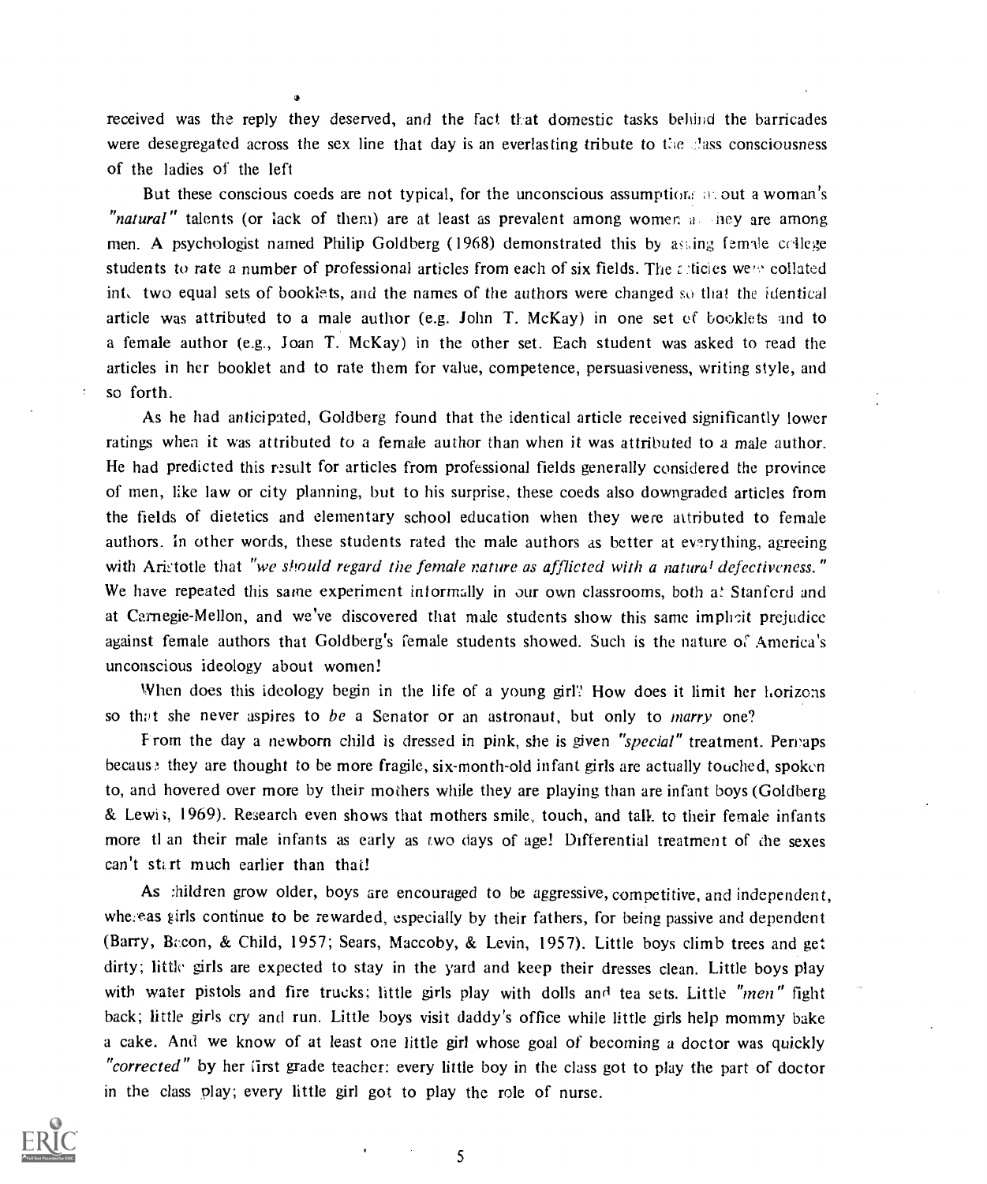received was the reply they deserved, and the fact that domestic tasks behind the barricades were desegregated across the sex line that day is an everlasting tribute to the class consciousness of the ladies of the left

But these conscious coeds are not typical, for the unconscious assumptions about a woman's *"natural"* talents (or lack of them) are at least as prevalent among women as they are among men. A psychologist named Philip Goldberg (1968) demonstrated this by asking female college students to rate a number of professional articles from each of six fields. The articles were collated into two equal sets of booklets, and the names of the authors were changed so that the identical article was attributed to a male author (e.g. John T. McKay) in one set of booklets and to a female author (e.g., Joan T. McKay) in the other set. Each student was asked to read the articles in her booklet and to rate them for value, competence, persuasiveness, writing style, and so forth.

As he had anticipated, Goldberg found that the identical article received significantly lower ratings when it was attributed to a female author than when it was attributed to a male author. He had predicted this result for articles from professional fields generally considered the province of men, like law or city planning, but to his surprise, these coeds also downgraded articles from the fields of dietetics and elementary school education when they were attributed to female authors. In other words, these students rated the male authors as better at everything, agreeing with Aristotle that *"we should regard the female nature as afflicted with a natural defectiveness."* We have repeated this same experiment informally in our own classrooms, both at Stanford and at Carnegie-Mellon, and we've discovered that male students show this same implicit prejudice against female authors that Goldberg's female students showed. Such is the nature of America's unconscious ideology about women!

When does this ideology begin in the life of a young girl? How does it limit her horizons so that she never aspires to *be* a Senator or an astronaut, but only to *marry* one?

From the day a newborn child is dressed in pink, she is given *"special"* treatment. Perhaps because they are thought to be more fragile, six-month-old infant girls are actually touched, spoken to, and hovered over more by their mothers while they are playing than are infant boys (Goldberg & Lewis, 1969). Research even shows that mothers smile, touch, and talk to their female infants more than their male infants as early as two days of age! Differential treatment of the sexes can't start much earlier than that!

As children grow older, boys are encouraged to be aggressive, competitive, and independent, whereas girls continue to be rewarded, especially by their fathers, for being passive and dependent (Barry, Bacon, & Child, 1957; Sears, Maccoby, & Levin, 1957). Little boys climb trees and get dirty; little girls are expected to stay in the yard and keep their dresses clean. Little boys play with water pistols and fire trucks; little girls play with dolls and tea sets. Little *"men"* fight back; little girls cry and run. Little boys visit daddy's office while little girls help mommy bake a cake. And we know of at least one little girl whose goal of becoming a doctor was quickly *"corrected"* by her first grade teacher: every little boy in the class got to play the part of doctor in the class play; every little girl got to play the role of nurse.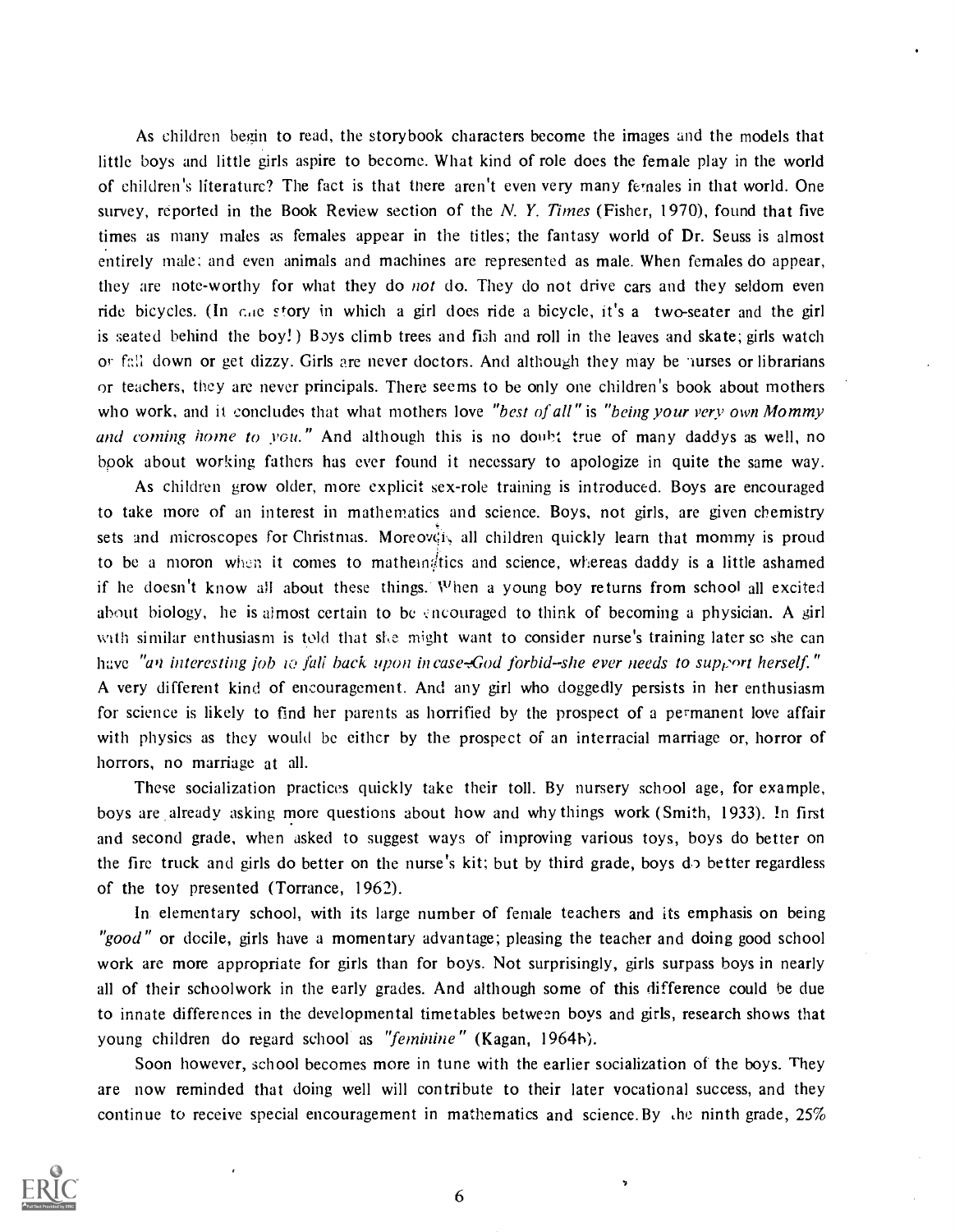As children begin to read, the storybook characters become the images and the models that little boys and little girls aspire to become. What kind of role does the female play in the world of children's literature? The fact is that there aren't even very many females in that world. One survey, reported in the Book Review section of the *N. Y. Times* (Fisher, 1970), found that five times as many males as females appear in the titles; the fantasy world of Dr. Seuss is almost entirely male; and even animals and machines are represented as male. When females do appear, they are note-worthy for what they do *not* do. They do not drive cars and they seldom even ride bicycles. (In one story in which a girl does ride a bicycle, it's a two-seater and the girl is seated behind the boy!) Boys climb trees and fish and roll in the leaves and skate; girls watch or fall down or get dizzy. Girls are never doctors. And although they may be nurses or librarians or teachers, they are never principals. There seems to be only one children's book about mothers who work, and it concludes that what mothers love *"best of all"* is *"being your very own Mommy and coming home to you."* And although this is no doubt true of many daddys as well, no book about working fathers has ever found it necessary to apologize in quite the same way.

As children grow older, more explicit sex-role training is introduced. Boys are encouraged to take more of an interest in mathematics and science. Boys, not girls, are given chemistry sets and microscopes for Christmas. Moreover, all children quickly learn that mommy is proud to be a moron when it comes to mathematics and science, whereas daddy is a little ashamed if he doesn't know all about these things. When a young boy returns from school all excited about biology, he is almost certain to be encouraged to think of becoming a physician. A girl with similar enthusiasm is told that she might want to consider nurse's training later so she can have *"an interesting job to fall back upon in case--God forbid--she ever needs to support herself."* A very different kind of encouragement. And any girl who doggedly persists in her enthusiasm for science is likely to find her parents as horrified by the prospect of a permanent love affair with physics as they would be either by the prospect of an interracial marriage or, horror of horrors, no marriage at all.

These socialization practices quickly take their toll. By nursery school age, for example, boys are already asking more questions about how and why things work (Smith, 1933). In first and second grade, when asked to suggest ways of improving various toys, boys do better on the fire truck and girls do better on the nurse's kit; but by third grade, boys do better regardless of the toy presented (Torrance, 1962).

In elementary school, with its large number of female teachers and its emphasis on being *"good"* or docile, girls have a momentary advantage; pleasing the teacher and doing good school work are more appropriate for girls than for boys. Not surprisingly, girls surpass boys in nearly all of their schoolwork in the early grades. And although some of this difference could be due to innate differences in the developmental timetables between boys and girls, research shows that young children do regard school as *"feminine"* (Kagan, 1964b).

Soon however, school becomes more in tune with the earlier socialization of the boys. They are now reminded that doing well will contribute to their later vocational success, and they continue to receive special encouragement in mathematics and science. By the ninth grade, 25%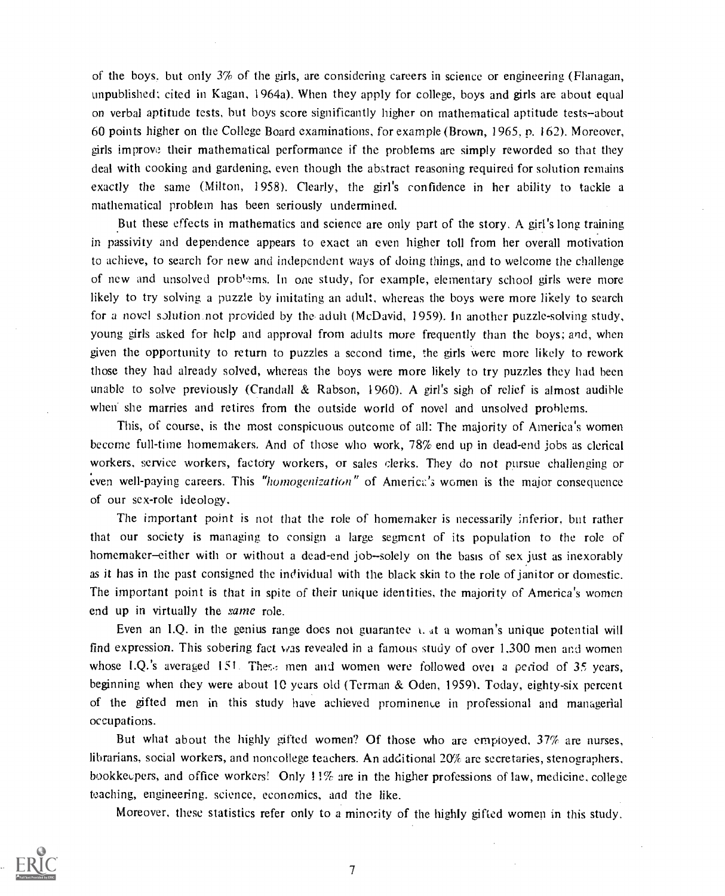of the boys, but only 3% of the girls, are considering careers in science or engineering (Flanagan, unpublished; cited in Kagan, 1964a). When they apply for college, boys and girls are about equal on verbal aptitude tests, but boys score significantly higher on mathematical aptitude tests–about 60 points higher on the College Board examinations, for example (Brown, 1965, p. 162). Moreover, girls improve their mathematical performance if the problems are simply reworded so that they deal with cooking and gardening, even though the abstract reasoning required for solution remains exactly the same (Milton, 1958). Clearly, the girl's confidence in her ability to tackle a mathematical problem has been seriously undermined.

But these effects in mathematics and science are only part of the story. A girl's long training in passivity and dependence appears to exact an even higher toll from her overall motivation to achieve, to search for new and independent ways of doing things, and to welcome the challenge of new and unsolved problems. In one study, for example, elementary school girls were more likely to try solving a puzzle by imitating an adult, whereas the boys were more likely to search for a novel solution not provided by the adult (McDavid, 1959). In another puzzle-solving study, young girls asked for help and approval from adults more frequently than the boys; and, when given the opportunity to return to puzzles a second time, the girls were more likely to rework those they had already solved, whereas the boys were more likely to try puzzles they had been unable to solve previously (Crandall & Rabson, 1960). A girl's sigh of relief is almost audible when she marries and retires from the outside world of novel and unsolved problems.

This, of course, is the most conspicuous outcome of all: The majority of America's women become full-time homemakers. And of those who work, 78% end up in dead-end jobs as clerical workers, service workers, factory workers, or sales clerks. They do not pursue challenging or even well-paying careers. This *"homogenization"* of America's women is the major consequence of our sex-role ideology.

The important point is not that the role of homemaker is necessarily inferior, but rather that our society is managing to consign a large segment of its population to the role of homemaker–either with or without a dead-end job–solely on the basis of sex just as inexorably as it has in the past consigned the individual with the black skin to the role of janitor or domestic. The important point is that in spite of their unique identities, the majority of America's women end up in virtually the *same* role.

Even an I.Q. in the genius range does not guarantee that a woman's unique potential will find expression. This sobering fact was revealed in a famous study of over 1,300 men and women whose I.Q.'s averaged 151. These men and women were followed over a period of 35 years, beginning when they were about 10 years old (Terman & Oden, 1959). Today, eighty-six percent of the gifted men in this study have achieved prominence in professional and managerial occupations.

But what about the highly gifted women? Of those who are employed, 37% are nurses, librarians, social workers, and noncollege teachers. An additional 20% are secretaries, stenographers, bookkeepers, and office workers! Only 11% are in the higher professions of law, medicine, college teaching, engineering, science, economics, and the like.

Moreover, these statistics refer only to a minority of the highly gifted women in this study.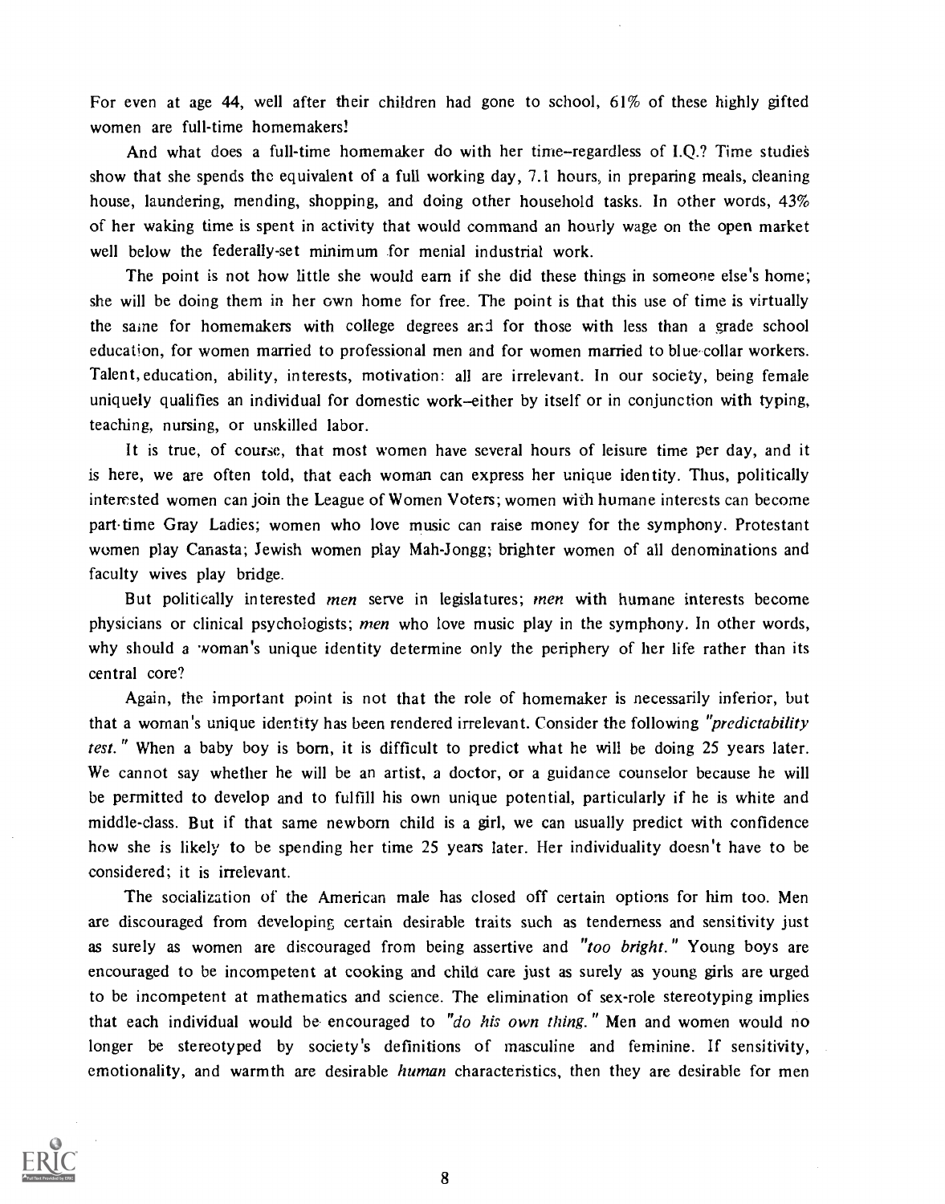For even at age 44, well after their children had gone to school, 61% of these highly gifted women are full-time homemakers!

And what does a full-time homemaker do with her time–regardless of I.Q.? Time studies show that she spends the equivalent of a full working day, 7.1 hours, in preparing meals, cleaning house, laundering, mending, shopping, and doing other household tasks. In other words, 43% of her waking time is spent in activity that would command an hourly wage on the open market well below the federally-set minimum for menial industrial work.

The point is not how little she would earn if she did these things in someone else's home; she will be doing them in her own home for free. The point is that this use of time is virtually the same for homemakers with college degrees and for those with less than a grade school education, for women married to professional men and for women married to blue-collar workers. Talent, education, ability, interests, motivation: all are irrelevant. In our society, being female uniquely qualifies an individual for domestic work–either by itself or in conjunction with typing, teaching, nursing, or unskilled labor.

It is true, of course, that most women have several hours of leisure time per day, and it is here, we are often told, that each woman can express her unique identity. Thus, politically interested women can join the League of Women Voters; women with humane interests can become part-time Gray Ladies; women who love music can raise money for the symphony. Protestant women play Canasta; Jewish women play Mah-Jongg; brighter women of all denominations and faculty wives play bridge.

But politically interested *men* serve in legislatures; *men* with humane interests become physicians or clinical psychologists; *men* who love music play in the symphony. In other words, why should a woman's unique identity determine only the periphery of her life rather than its central core?

Again, the important point is not that the role of homemaker is necessarily inferior, but that a woman's unique identity has been rendered irrelevant. Consider the following *"predictability test."* When a baby boy is born, it is difficult to predict what he will be doing 25 years later. We cannot say whether he will be an artist, a doctor, or a guidance counselor because he will be permitted to develop and to fulfill his own unique potential, particularly if he is white and middle-class. But if that same newborn child is a girl, we can usually predict with confidence how she is likely to be spending her time 25 years later. Her individuality doesn't have to be considered; it is irrelevant.

The socialization of the American male has closed off certain options for him too. Men are discouraged from developing certain desirable traits such as tenderness and sensitivity just as surely as women are discouraged from being assertive and *"too bright."* Young boys are encouraged to be incompetent at cooking and child care just as surely as young girls are urged to be incompetent at mathematics and science. The elimination of sex-role stereotyping implies that each individual would be encouraged to *"do his own thing."* Men and women would no longer be stereotyped by society's definitions of masculine and feminine. If sensitivity, emotionality, and warmth are desirable *human* characteristics, then they are desirable for men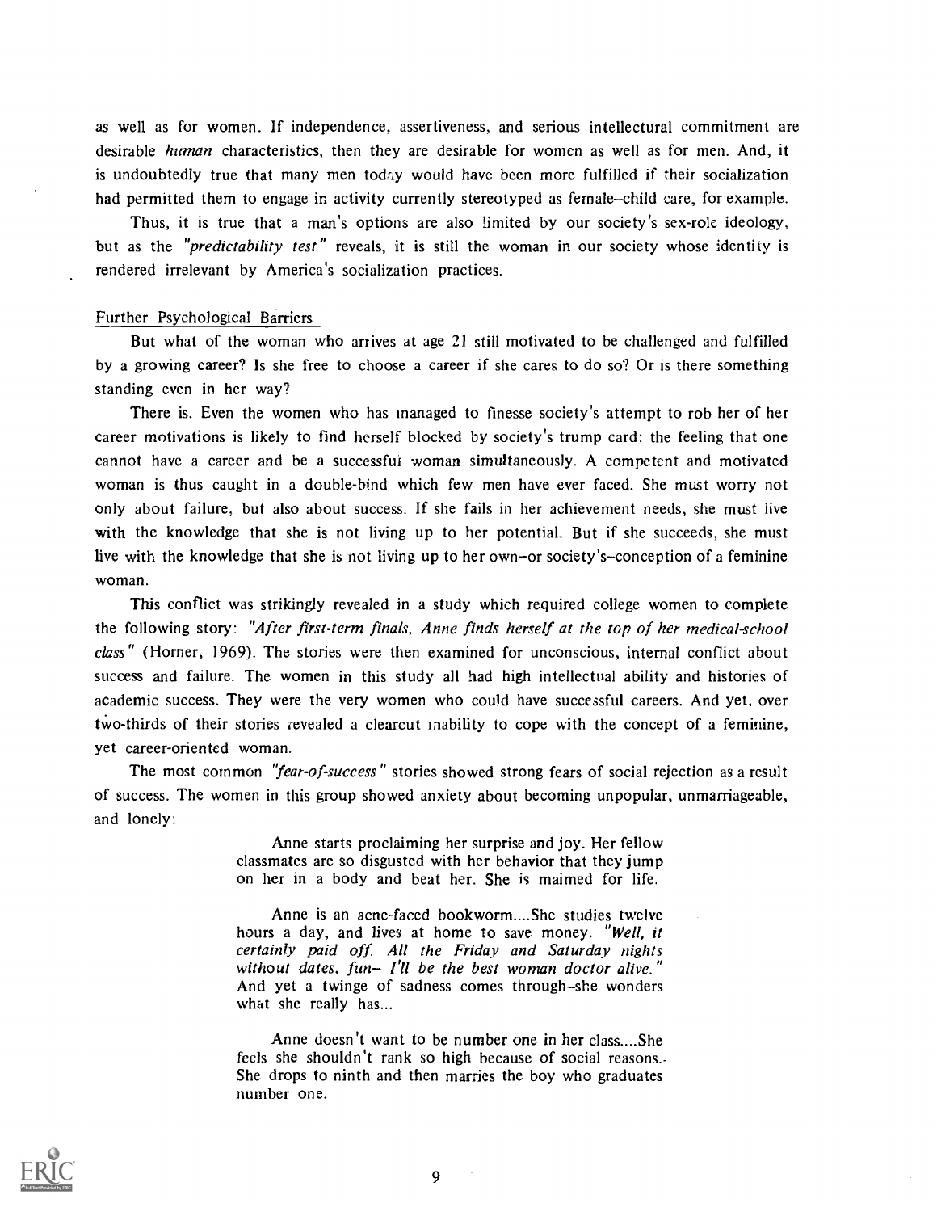as well as for women. If independence, assertiveness, and serious intellectural commitment are desirable *human* characteristics, then they are desirable for women as well as for men. And, it is undoubtedly true that many men today would have been more fulfilled if their socialization had permitted them to engage in activity currently stereotyped as female–child care, for example.

Thus, it is true that a man's options are also limited by our society's sex-role ideology, but as the *"predictability test"* reveals, it is still the woman in our society whose identity is rendered irrelevant by America's socialization practices.

## Further Psychological Barriers

But what of the woman who arrives at age 21 still motivated to be challenged and fulfilled by a growing career? Is she free to choose a career if she cares to do so? Or is there something standing even in her way?

There is. Even the women who has managed to finesse society's attempt to rob her of her career motivations is likely to find herself blocked by society's trump card: the feeling that one cannot have a career and be a successful woman simultaneously. A competent and motivated woman is thus caught in a double-bind which few men have ever faced. She must worry not only about failure, but also about success. If she fails in her achievement needs, she must live with the knowledge that she is not living up to her potential. But if she succeeds, she must live with the knowledge that she is not living up to her own–or society's–conception of a feminine woman.

This conflict was strikingly revealed in a study which required college women to complete the following story: *"After first-term finals, Anne finds herself at the top of her medical-school class"* (Horner, 1969). The stories were then examined for unconscious, internal conflict about success and failure. The women in this study all had high intellectual ability and histories of academic success. They were the very women who could have successful careers. And yet, over two-thirds of their stories revealed a clearcut inability to cope with the concept of a feminine, yet career-oriented woman.

The most common *"fear-of-success"* stories showed strong fears of social rejection as a result of success. The women in this group showed anxiety about becoming unpopular, unmarriageable, and lonely:

> Anne starts proclaiming her surprise and joy. Her fellow classmates are so disgusted with her behavior that they jump on her in a body and beat her. She is maimed for life.
>
> Anne is an acne-faced bookworm....She studies twelve hours a day, and lives at home to save money. *"Well, it certainly paid off. All the Friday and Saturday nights without dates, fun– I'll be the best woman doctor alive."* And yet a twinge of sadness comes through–she wonders what she really has...
>
> Anne doesn't want to be number one in her class....She feels she shouldn't rank so high because of social reasons. She drops to ninth and then marries the boy who graduates number one.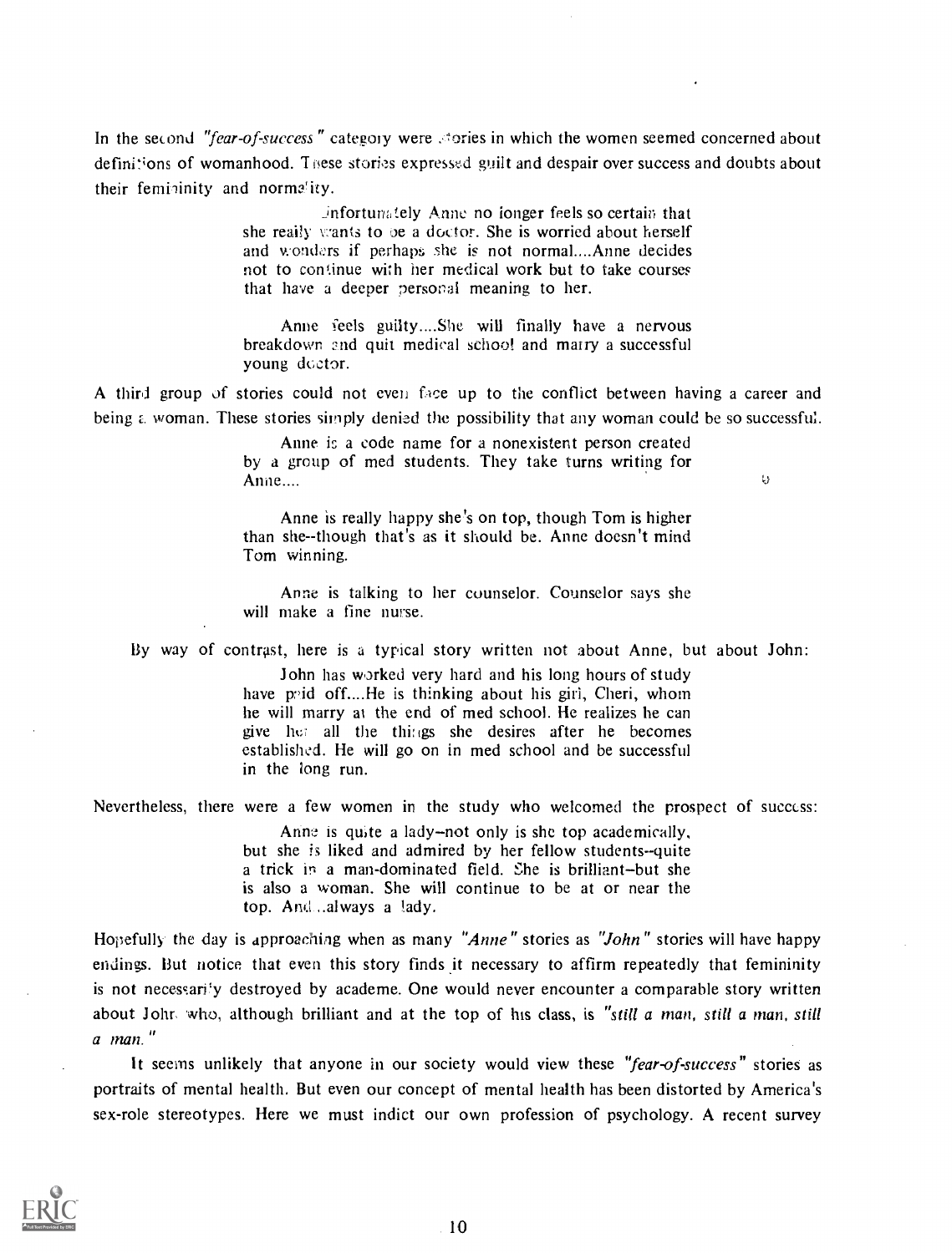In the second *"fear-of-success"* category were stories in which the women seemed concerned about definitions of womanhood. These stories expressed guilt and despair over success and doubts about their femininity and normality.

> Unfortunately Anne no longer feels so certain that she really wants to be a doctor. She is worried about herself and wonders if perhaps she is not normal....Anne decides not to continue with her medical work but to take courses that have a deeper personal meaning to her.
>
> Anne feels guilty....She will finally have a nervous breakdown and quit medical school and marry a successful young doctor.

A third group of stories could not even face up to the conflict between having a career and being a woman. These stories simply denied the possibility that any woman could be so successful.

> Anne is a code name for a nonexistent person created by a group of med students. They take turns writing for Anne....
>
> Anne is really happy she's on top, though Tom is higher than she--though that's as it should be. Anne doesn't mind Tom winning.
>
> Anne is talking to her counselor. Counselor says she will make a fine nurse.

By way of contrast, here is a typical story written not about Anne, but about John:

> John has worked very hard and his long hours of study have paid off....He is thinking about his girl, Cheri, whom he will marry at the end of med school. He realizes he can give her all the things she desires after he becomes established. He will go on in med school and be successful in the long run.

Nevertheless, there were a few women in the study who welcomed the prospect of success:

> Anne is quite a lady--not only is she top academically, but she is liked and admired by her fellow students--quite a trick in a man-dominated field. She is brilliant--but she is also a woman. She will continue to be at or near the top. And...always a lady.

Hopefully the day is approaching when as many *"Anne"* stories as *"John"* stories will have happy endings. But notice that even this story finds it necessary to affirm repeatedly that femininity is not necessarily destroyed by academe. One would never encounter a comparable story written about John who, although brilliant and at the top of his class, is *"still a man, still a man, still a man."*

It seems unlikely that anyone in our society would view these *"fear-of-success"* stories as portraits of mental health. But even our concept of mental health has been distorted by America's sex-role stereotypes. Here we must indict our own profession of psychology. A recent survey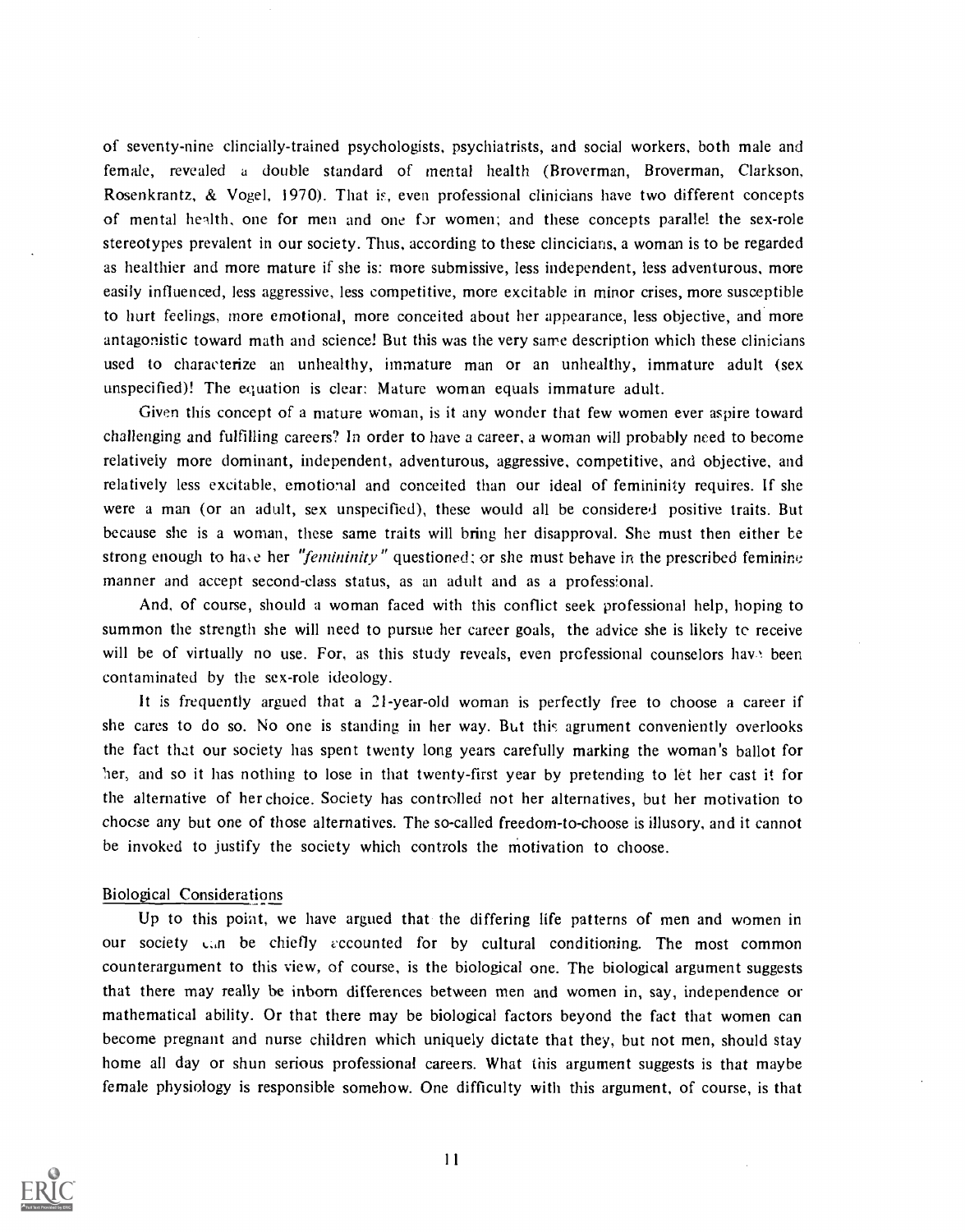of seventy-nine clincially-trained psychologists, psychiatrists, and social workers, both male and female, revealed a double standard of mental health (Broverman, Broverman, Clarkson, Rosenkrantz, & Vogel, 1970). That is, even professional clinicians have two different concepts of mental health, one for men and one for women; and these concepts parallel the sex-role stereotypes prevalent in our society. Thus, according to these clincicians, a woman is to be regarded as healthier and more mature if she is: more submissive, less independent, less adventurous, more easily influenced, less aggressive, less competitive, more excitable in minor crises, more susceptible to hurt feelings, more emotional, more conceited about her appearance, less objective, and more antagonistic toward math and science! But this was the very same description which these clinicians used to characterize an unhealthy, immature man or an unhealthy, immature adult (sex unspecified)! The equation is clear: Mature woman equals immature adult.

Given this concept of a mature woman, is it any wonder that few women ever aspire toward challenging and fulfilling careers? In order to have a career, a woman will probably need to become relatively more dominant, independent, adventurous, aggressive, competitive, and objective, and relatively less excitable, emotional and conceited than our ideal of femininity requires. If she were a man (or an adult, sex unspecified), these would all be considered positive traits. But because she is a woman, these same traits will bring her disapproval. She must then either be strong enough to have her *"femininity"* questioned; or she must behave in the prescribed feminine manner and accept second-class status, as an adult and as a professional.

And, of course, should a woman faced with this conflict seek professional help, hoping to summon the strength she will need to pursue her career goals, the advice she is likely to receive will be of virtually no use. For, as this study reveals, even professional counselors have been contaminated by the sex-role ideology.

It is frequently argued that a 21-year-old woman is perfectly free to choose a career if she cares to do so. No one is standing in her way. But this agrument conveniently overlooks the fact that our society has spent twenty long years carefully marking the woman's ballot for her, and so it has nothing to lose in that twenty-first year by pretending to let her cast it for the alternative of her choice. Society has controlled not her alternatives, but her motivation to choose any but one of those alternatives. The so-called freedom-to-choose is illusory, and it cannot be invoked to justify the society which controls the motivation to choose.

## Biological Considerations

Up to this point, we have argued that the differing life patterns of men and women in our society can be chiefly accounted for by cultural conditioning. The most common counterargument to this view, of course, is the biological one. The biological argument suggests that there may really be inborn differences between men and women in, say, independence or mathematical ability. Or that there may be biological factors beyond the fact that women can become pregnant and nurse children which uniquely dictate that they, but not men, should stay home all day or shun serious professional careers. What this argument suggests is that maybe female physiology is responsible somehow. One difficulty with this argument, of course, is that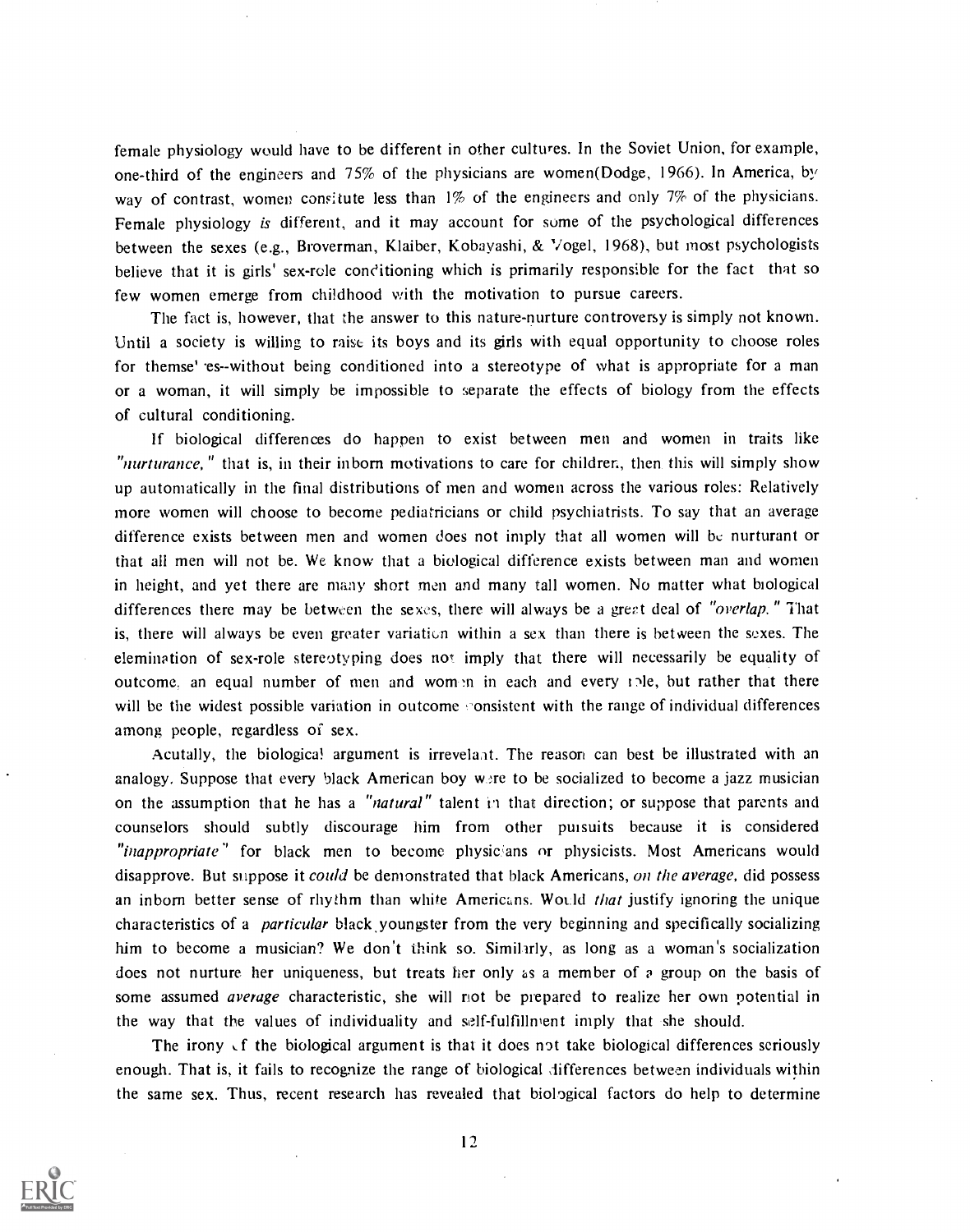female physiology would have to be different in other cultures. In the Soviet Union, for example, one-third of the engineers and 75% of the physicians are women(Dodge, 1966). In America, by way of contrast, women constitute less than 1% of the engineers and only 7% of the physicians. Female physiology *is* different, and it may account for some of the psychological differences between the sexes (e.g., Broverman, Klaiber, Kobayashi, & Vogel, 1968), but most psychologists believe that it is girls' sex-role conditioning which is primarily responsible for the fact that so few women emerge from childhood with the motivation to pursue careers.

The fact is, however, that the answer to this nature-nurture controversy is simply not known. Until a society is willing to raise its boys and its girls with equal opportunity to choose roles for themselves--without being conditioned into a stereotype of what is appropriate for a man or a woman, it will simply be impossible to separate the effects of biology from the effects of cultural conditioning.

If biological differences do happen to exist between men and women in traits like *"nurturance,"* that is, in their inborn motivations to care for children, then this will simply show up automatically in the final distributions of men and women across the various roles: Relatively more women will choose to become pediatricians or child psychiatrists. To say that an average difference exists between men and women does not imply that all women will be nurturant or that all men will not be. We know that a biological difference exists between man and women in height, and yet there are many short men and many tall women. No matter what biological differences there may be between the sexes, there will always be a great deal of *"overlap."* That is, there will always be even greater variation within a sex than there is between the sexes. The elemination of sex-role stereotyping does not imply that there will necessarily be equality of outcome, an equal number of men and women in each and every role, but rather that there will be the widest possible variation in outcome consistent with the range of individual differences among people, regardless of sex.

Acutally, the biological argument is irrevelant. The reason can best be illustrated with an analogy. Suppose that every black American boy were to be socialized to become a jazz musician on the assumption that he has a *"natural"* talent in that direction; or suppose that parents and counselors should subtly discourage him from other pursuits because it is considered *"inappropriate"* for black men to become physicians or physicists. Most Americans would disapprove. But suppose it *could* be demonstrated that black Americans, *on the average,* did possess an inborn better sense of rhythm than white Americans. Would *that* justify ignoring the unique characteristics of a *particular* black youngster from the very beginning and specifically socializing him to become a musician? We don't think so. Similarly, as long as a woman's socialization does not nurture her uniqueness, but treats her only as a member of a group on the basis of some assumed *average* characteristic, she will not be prepared to realize her own potential in the way that the values of individuality and self-fulfillment imply that she should.

The irony of the biological argument is that it does not take biological differences seriously enough. That is, it fails to recognize the range of biological differences between individuals within the same sex. Thus, recent research has revealed that biological factors do help to determine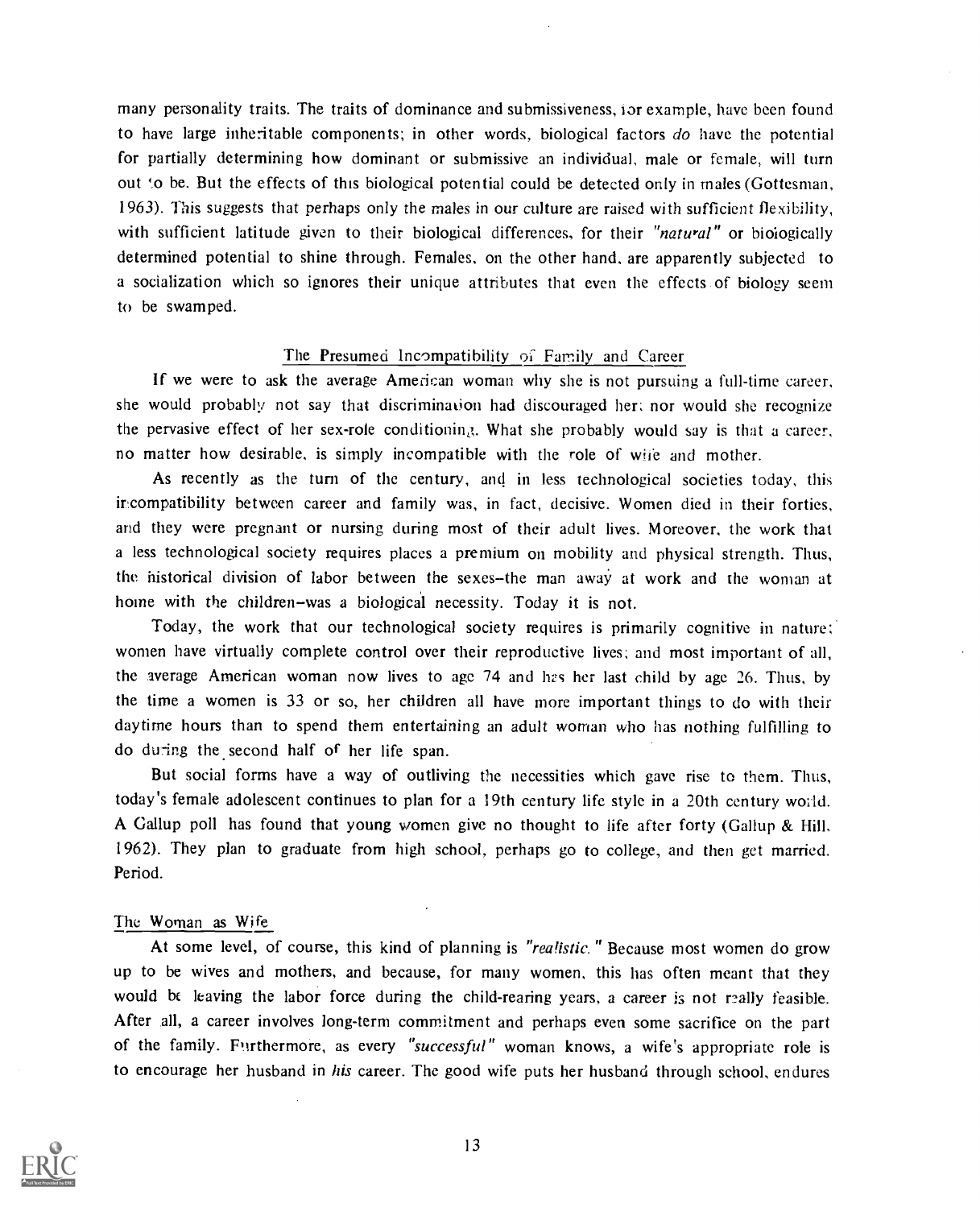many personality traits. The traits of dominance and submissiveness, for example, have been found to have large inheritable components; in other words, biological factors *do* have the potential for partially determining how dominant or submissive an individual, male or female, will turn out to be. But the effects of this biological potential could be detected only in males (Gottesman, 1963). This suggests that perhaps only the males in our culture are raised with sufficient flexibility, with sufficient latitude given to their biological differences, for their *"natural"* or biologically determined potential to shine through. Females, on the other hand, are apparently subjected to a socialization which so ignores their unique attributes that even the effects of biology seem to be swamped.

## The Presumed Incompatibility of Family and Career

If we were to ask the average American woman why she is not pursuing a full-time career, she would probably not say that discrimination had discouraged her; nor would she recognize the pervasive effect of her sex-role conditioning. What she probably would say is that a career, no matter how desirable, is simply incompatible with the role of wife and mother.

As recently as the turn of the century, and in less technological societies today, this incompatibility between career and family was, in fact, decisive. Women died in their forties, and they were pregnant or nursing during most of their adult lives. Moreover, the work that a less technological society requires places a premium on mobility and physical strength. Thus, the historical division of labor between the sexes–the man away at work and the woman at home with the children–was a biological necessity. Today it is not.

Today, the work that our technological society requires is primarily cognitive in nature; women have virtually complete control over their reproductive lives; and most important of all, the average American woman now lives to age 74 and has her last child by age 26. Thus, by the time a women is 33 or so, her children all have more important things to do with their daytime hours than to spend them entertaining an adult woman who has nothing fulfilling to do during the second half of her life span.

But social forms have a way of outliving the necessities which gave rise to them. Thus, today's female adolescent continues to plan for a 19th century life style in a 20th century world. A Gallup poll has found that young women give no thought to life after forty (Gallup & Hill, 1962). They plan to graduate from high school, perhaps go to college, and then get married. Period.

### The Woman as Wife

At some level, of course, this kind of planning is *"realistic."* Because most women do grow up to be wives and mothers, and because, for many women, this has often meant that they would be leaving the labor force during the child-rearing years, a career is not really feasible. After all, a career involves long-term commitment and perhaps even some sacrifice on the part of the family. Furthermore, as every *"successful"* woman knows, a wife's appropriate role is to encourage her husband in *his* career. The good wife puts her husband through school, endures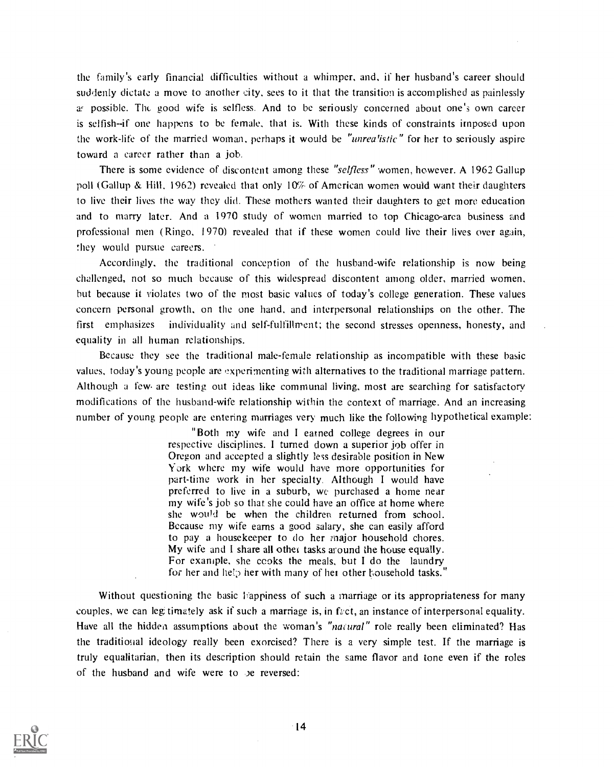the family's early financial difficulties without a whimper, and, if her husband's career should suddenly dictate a move to another city, sees to it that the transition is accomplished as painlessly as possible. The good wife is selfless. And to be seriously concerned about one's own career is selfish--if one happens to be female, that is. With these kinds of constraints imposed upon the work-life of the married woman, perhaps it would be *"unrealistic"* for her to seriously aspire toward a career rather than a job.

There is some evidence of discontent among these *"selfless"* women, however. A 1962 Gallup poll (Gallup & Hill, 1962) revealed that only 10% of American women would want their daughters to live their lives the way they did. These mothers wanted their daughters to get more education and to marry later. And a 1970 study of women married to top Chicago-area business and professional men (Ringo, 1970) revealed that if these women could live their lives over again, they would pursue careers.

Accordingly, the traditional conception of the husband-wife relationship is now being challenged, not so much because of this widespread discontent among older, married women, but because it violates two of the most basic values of today's college generation. These values concern personal growth, on the one hand, and interpersonal relationships on the other. The first emphasizes individuality and self-fulfillment; the second stresses openness, honesty, and equality in all human relationships.

Because they see the traditional male-female relationship as incompatible with these basic values, today's young people are experimenting with alternatives to the traditional marriage pattern. Although a few are testing out ideas like communal living, most are searching for satisfactory modifications of the husband-wife relationship within the context of marriage. And an increasing number of young people are entering marriages very much like the following hypothetical example:

> "Both my wife and I earned college degrees in our respective disciplines. I turned down a superior job offer in Oregon and accepted a slightly less desirable position in New York where my wife would have more opportunities for part-time work in her specialty. Although I would have preferred to live in a suburb, we purchased a home near my wife's job so that she could have an office at home where she would be when the children returned from school. Because my wife earns a good salary, she can easily afford to pay a housekeeper to do her major household chores. My wife and I share all other tasks around the house equally. For example, she cooks the meals, but I do the laundry for her and help her with many of her other household tasks."

Without questioning the basic happiness of such a marriage or its appropriateness for many couples, we can legitimately ask if such a marriage is, in fact, an instance of interpersonal equality. Have all the hidden assumptions about the woman's *"natural"* role really been eliminated? Has the traditional ideology really been exorcised? There is a very simple test. If the marriage is truly equalitarian, then its description should retain the same flavor and tone even if the roles of the husband and wife were to be reversed: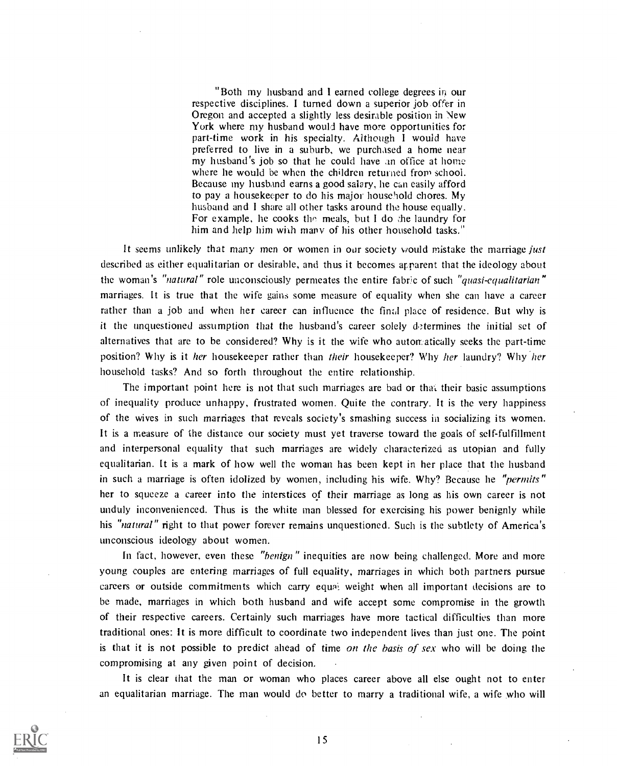> "Both my husband and I earned college degrees in our respective disciplines. I turned down a superior job offer in Oregon and accepted a slightly less desirable position in New York where my husband would have more opportunities for part-time work in his specialty. Although I would have preferred to live in a suburb, we purchased a home near my husband's job so that he could have an office at home where he would be when the children returned from school. Because my husband earns a good salary, he can easily afford to pay a housekeeper to do his major household chores. My husband and I share all other tasks around the house equally. For example, he cooks the meals, but I do the laundry for him and help him with many of his other household tasks."

It seems unlikely that many men or women in our society would mistake the marriage *just* described as either equalitarian or desirable, and thus it becomes apparent that the ideology about the woman's *"natural"* role unconsciously permeates the entire fabric of such *"quasi-equalitarian"* marriages. It is true that the wife gains some measure of equality when she can have a career rather than a job and when her career can influence the final place of residence. But why is it the unquestioned assumption that the husband's career solely determines the initial set of alternatives that are to be considered? Why is it the wife who automatically seeks the part-time position? Why is it *her* housekeeper rather than *their* housekeeper? Why *her* laundry? Why *her* household tasks? And so forth throughout the entire relationship.

The important point here is not that such marriages are bad or that their basic assumptions of inequality produce unhappy, frustrated women. Quite the contrary. It is the very happiness of the wives in such marriages that reveals society's smashing success in socializing its women. It is a measure of the distance our society must yet traverse toward the goals of self-fulfillment and interpersonal equality that such marriages are widely characterized as utopian and fully equalitarian. It is a mark of how well the woman has been kept in her place that the husband in such a marriage is often idolized by women, including his wife. Why? Because he *"permits"* her to squeeze a career into the interstices of their marriage as long as his own career is not unduly inconvenienced. Thus is the white man blessed for exercising his power benignly while his *"natural"* right to that power forever remains unquestioned. Such is the subtlety of America's unconscious ideology about women.

In fact, however, even these *"benign"* inequities are now being challenged. More and more young couples are entering marriages of full equality, marriages in which both partners pursue careers or outside commitments which carry equal weight when all important decisions are to be made, marriages in which both husband and wife accept some compromise in the growth of their respective careers. Certainly such marriages have more tactical difficulties than more traditional ones: It is more difficult to coordinate two independent lives than just one. The point is that it is not possible to predict ahead of time *on the basis of sex* who will be doing the compromising at any given point of decision.

It is clear that the man or woman who places career above all else ought not to enter an equalitarian marriage. The man would do better to marry a traditional wife, a wife who will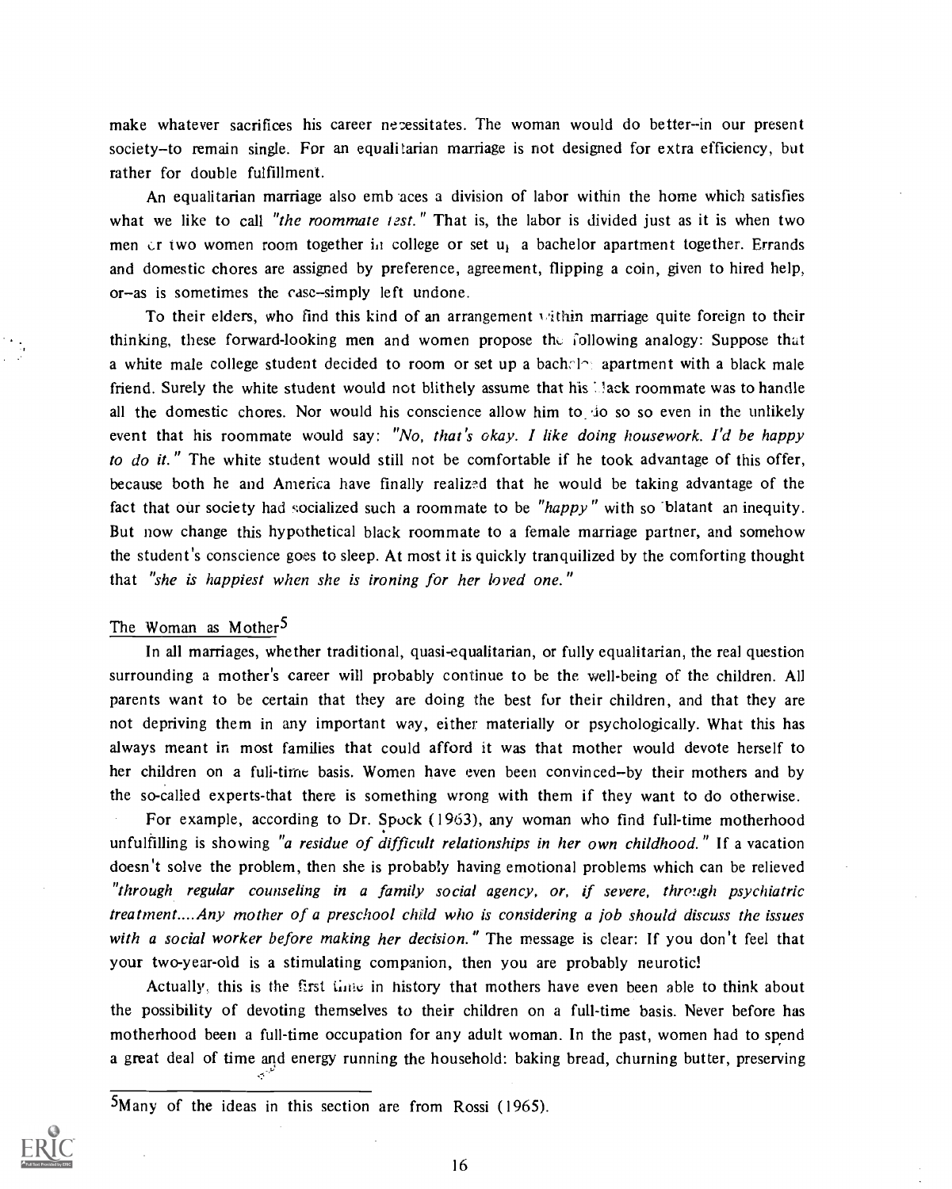make whatever sacrifices his career necessitates. The woman would do better–in our present society–to remain single. For an equalitarian marriage is not designed for extra efficiency, but rather for double fulfillment.

An equalitarian marriage also embraces a division of labor within the home which satisfies what we like to call *"the roommate test."* That is, the labor is divided just as it is when two men or two women room together in college or set up a bachelor apartment together. Errands and domestic chores are assigned by preference, agreement, flipping a coin, given to hired help, or–as is sometimes the case–simply left undone.

To their elders, who find this kind of an arrangement within marriage quite foreign to their thinking, these forward-looking men and women propose the following analogy: Suppose that a white male college student decided to room or set up a bachelor apartment with a black male friend. Surely the white student would not blithely assume that his black roommate was to handle all the domestic chores. Nor would his conscience allow him to do so so even in the unlikely event that his roommate would say: *"No, that's okay. I like doing housework. I'd be happy to do it."* The white student would still not be comfortable if he took advantage of this offer, because both he and America have finally realized that he would be taking advantage of the fact that our society had socialized such a roommate to be *"happy"* with so blatant an inequity. But now change this hypothetical black roommate to a female marriage partner, and somehow the student's conscience goes to sleep. At most it is quickly tranquilized by the comforting thought that *"she is happiest when she is ironing for her loved one."*

## The Woman as Mother[5]

In all marriages, whether traditional, quasi-equalitarian, or fully equalitarian, the real question surrounding a mother's career will probably continue to be the well-being of the children. All parents want to be certain that they are doing the best for their children, and that they are not depriving them in any important way, either materially or psychologically. What this has always meant in most families that could afford it was that mother would devote herself to her children on a full-time basis. Women have even been convinced–by their mothers and by the so-called experts-that there is something wrong with them if they want to do otherwise.

For example, according to Dr. Spock (1963), any woman who find full-time motherhood unfulfilling is showing *"a residue of difficult relationships in her own childhood."* If a vacation doesn't solve the problem, then she is probably having emotional problems which can be relieved *"through regular counseling in a family social agency, or, if severe, through psychiatric treatment....Any mother of a preschool child who is considering a job should discuss the issues with a social worker before making her decision."* The message is clear: If you don't feel that your two-year-old is a stimulating companion, then you are probably neurotic!

Actually, this is the first time in history that mothers have even been able to think about the possibility of devoting themselves to their children on a full-time basis. Never before has motherhood been a full-time occupation for any adult woman. In the past, women had to spend a great deal of time and energy running the household: baking bread, churning butter, preserving

[5] Many of the ideas in this section are from Rossi (1965).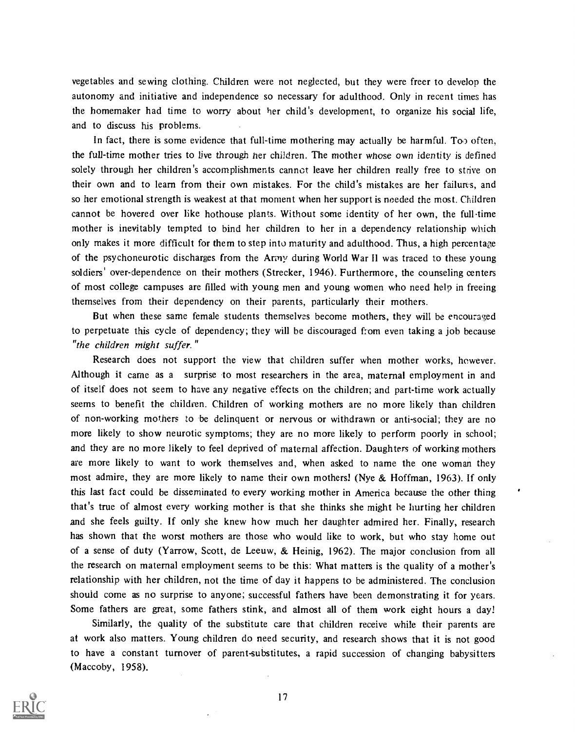vegetables and sewing clothing. Children were not neglected, but they were freer to develop the autonomy and initiative and independence so necessary for adulthood. Only in recent times has the homemaker had time to worry about her child's development, to organize his social life, and to discuss his problems.

In fact, there is some evidence that full-time mothering may actually be harmful. Too often, the full-time mother tries to live through her children. The mother whose own identity is defined solely through her children's accomplishments cannot leave her children really free to strive on their own and to learn from their own mistakes. For the child's mistakes are her failures, and so her emotional strength is weakest at that moment when her support is needed the most. Children cannot be hovered over like hothouse plants. Without some identity of her own, the full-time mother is inevitably tempted to bind her children to her in a dependency relationship which only makes it more difficult for them to step into maturity and adulthood. Thus, a high percentage of the psychoneurotic discharges from the Army during World War II was traced to these young soldiers' over-dependence on their mothers (Strecker, 1946). Furthermore, the counseling centers of most college campuses are filled with young men and young women who need help in freeing themselves from their dependency on their parents, particularly their mothers.

But when these same female students themselves become mothers, they will be encouraged to perpetuate this cycle of dependency; they will be discouraged from even taking a job because *"the children might suffer."*

Research does not support the view that children suffer when mother works, however. Although it came as a surprise to most researchers in the area, maternal employment in and of itself does not seem to have any negative effects on the children; and part-time work actually seems to benefit the children. Children of working mothers are no more likely than children of non-working mothers to be delinquent or nervous or withdrawn or anti-social; they are no more likely to show neurotic symptoms; they are no more likely to perform poorly in school; and they are no more likely to feel deprived of maternal affection. Daughters of working mothers are more likely to want to work themselves and, when asked to name the one woman they most admire, they are more likely to name their own mothers! (Nye & Hoffman, 1963). If only this last fact could be disseminated to every working mother in America because the other thing that's true of almost every working mother is that she thinks she might be hurting her children and she feels guilty. If only she knew how much her daughter admired her. Finally, research has shown that the worst mothers are those who would like to work, but who stay home out of a sense of duty (Yarrow, Scott, de Leeuw, & Heinig, 1962). The major conclusion from all the research on maternal employment seems to be this: What matters is the quality of a mother's relationship with her children, not the time of day it happens to be administered. The conclusion should come as no surprise to anyone; successful fathers have been demonstrating it for years. Some fathers are great, some fathers stink, and almost all of them work eight hours a day!

Similarly, the quality of the substitute care that children receive while their parents are at work also matters. Young children do need security, and research shows that it is not good to have a constant turnover of parent-substitutes, a rapid succession of changing babysitters (Maccoby, 1958).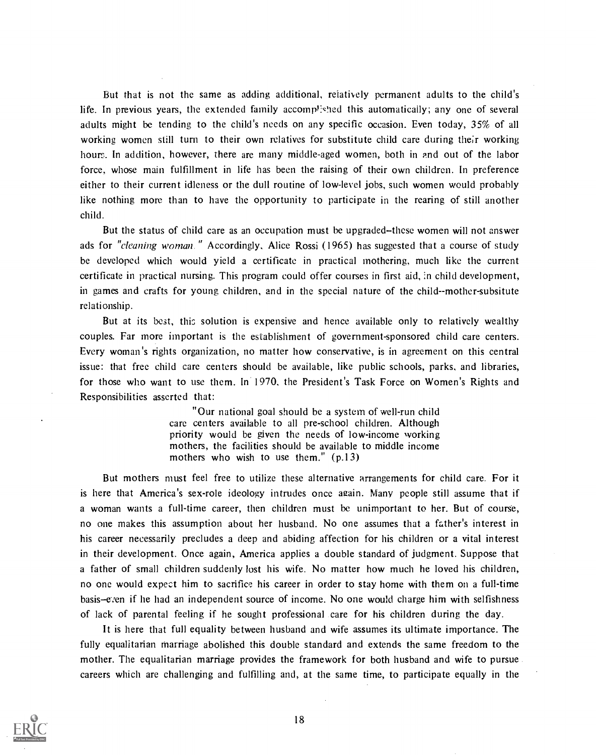But that is not the same as adding additional, relatively permanent adults to the child's life. In previous years, the extended family accomplished this automatically; any one of several adults might be tending to the child's needs on any specific occasion. Even today, 35% of all working women still turn to their own relatives for substitute child care during their working hours. In addition, however, there are many middle-aged women, both in and out of the labor force, whose main fulfillment in life has been the raising of their own children. In preference either to their current idleness or the dull routine of low-level jobs, such women would probably like nothing more than to have the opportunity to participate in the rearing of still another child.

But the status of child care as an occupation must be upgraded–these women will not answer ads for *"cleaning woman."* Accordingly, Alice Rossi (1965) has suggested that a course of study be developed which would yield a certificate in practical mothering, much like the current certificate in practical nursing. This program could offer courses in first aid, in child development, in games and crafts for young children, and in the special nature of the child--mother-subsitute relationship.

But at its best, this solution is expensive and hence available only to relatively wealthy couples. Far more important is the establishment of government-sponsored child care centers. Every woman's rights organization, no matter how conservative, is in agreement on this central issue: that free child care centers should be available, like public schools, parks, and libraries, for those who want to use them. In 1970, the President's Task Force on Women's Rights and Responsibilities asserted that:

> "Our national goal should be a system of well-run child care centers available to all pre-school children. Although priority would be given the needs of low-income working mothers, the facilities should be available to middle income mothers who wish to use them." (p.13)

But mothers must feel free to utilize these alternative arrangements for child care. For it is here that America's sex-role ideology intrudes once again. Many people still assume that if a woman wants a full-time career, then children must be unimportant to her. But of course, no one makes this assumption about her husband. No one assumes that a father's interest in his career necessarily precludes a deep and abiding affection for his children or a vital interest in their development. Once again, America applies a double standard of judgment. Suppose that a father of small children suddenly lost his wife. No matter how much he loved his children, no one would expect him to sacrifice his career in order to stay home with them on a full-time basis–even if he had an independent source of income. No one would charge him with selfishness of lack of parental feeling if he sought professional care for his children during the day.

It is here that full equality between husband and wife assumes its ultimate importance. The fully equalitarian marriage abolished this double standard and extends the same freedom to the mother. The equalitarian marriage provides the framework for both husband and wife to pursue careers which are challenging and fulfilling and, at the same time, to participate equally in the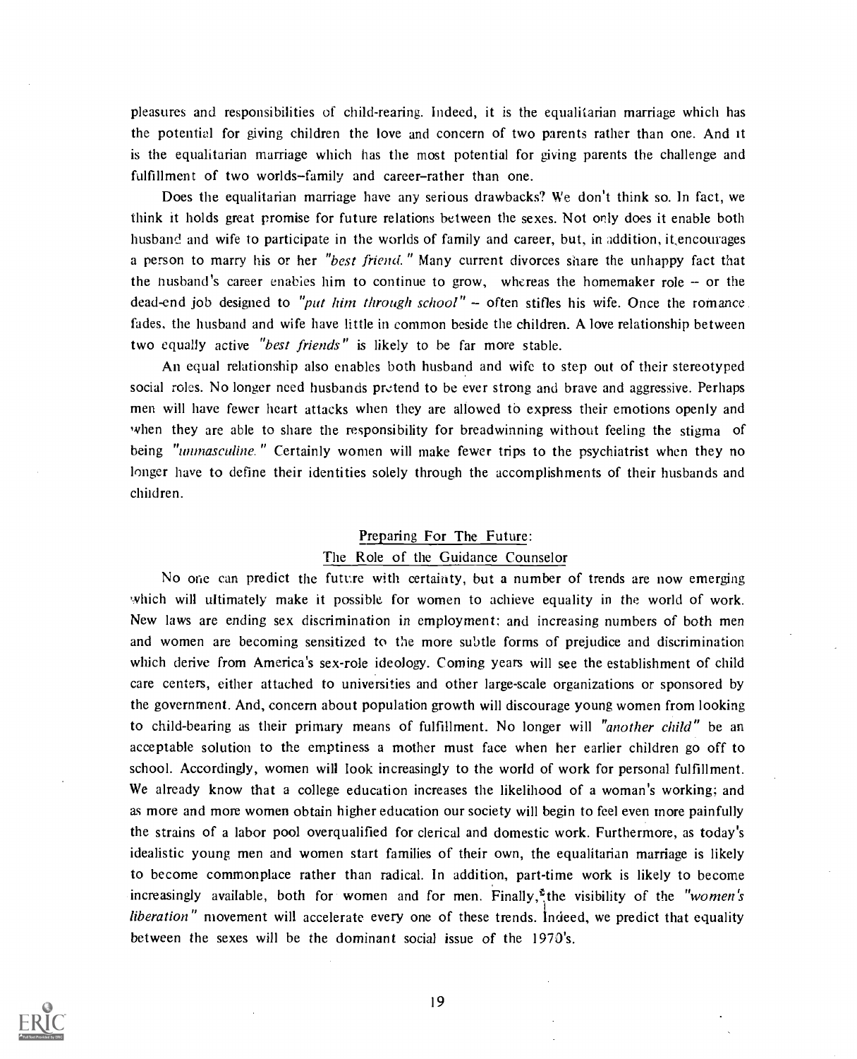pleasures and responsibilities of child-rearing. Indeed, it is the equalitarian marriage which has the potential for giving children the love and concern of two parents rather than one. And it is the equalitarian marriage which has the most potential for giving parents the challenge and fulfillment of two worlds–family and career–rather than one.

Does the equalitarian marriage have any serious drawbacks? We don't think so. In fact, we think it holds great promise for future relations between the sexes. Not only does it enable both husband and wife to participate in the worlds of family and career, but, in addition, it encourages a person to marry his or her *"best friend."* Many current divorces share the unhappy fact that the husband's career enables him to continue to grow, whereas the homemaker role -- or the dead-end job designed to *"put him through school"* -- often stifles his wife. Once the romance fades, the husband and wife have little in common beside the children. A love relationship between two equally active *"best friends"* is likely to be far more stable.

An equal relationship also enables both husband and wife to step out of their stereotyped social roles. No longer need husbands pretend to be ever strong and brave and aggressive. Perhaps men will have fewer heart attacks when they are allowed to express their emotions openly and when they are able to share the responsibility for breadwinning without feeling the stigma of being *"unmasculine."* Certainly women will make fewer trips to the psychiatrist when they no longer have to define their identities solely through the accomplishments of their husbands and children.

## Preparing For The Future: The Role of the Guidance Counselor

No one can predict the future with certainty, but a number of trends are now emerging which will ultimately make it possible for women to achieve equality in the world of work. New laws are ending sex discrimination in employment; and increasing numbers of both men and women are becoming sensitized to the more subtle forms of prejudice and discrimination which derive from America's sex-role ideology. Coming years will see the establishment of child care centers, either attached to universities and other large-scale organizations or sponsored by the government. And, concern about population growth will discourage young women from looking to child-bearing as their primary means of fulfillment. No longer will *"another child"* be an acceptable solution to the emptiness a mother must face when her earlier children go off to school. Accordingly, women will look increasingly to the world of work for personal fulfillment. We already know that a college education increases the likelihood of a woman's working; and as more and more women obtain higher education our society will begin to feel even more painfully the strains of a labor pool overqualified for clerical and domestic work. Furthermore, as today's idealistic young men and women start families of their own, the equalitarian marriage is likely to become commonplace rather than radical. In addition, part-time work is likely to become increasingly available, both for women and for men. Finally, the visibility of the *"women's liberation"* movement will accelerate every one of these trends. Indeed, we predict that equality between the sexes will be the dominant social issue of the 1970's.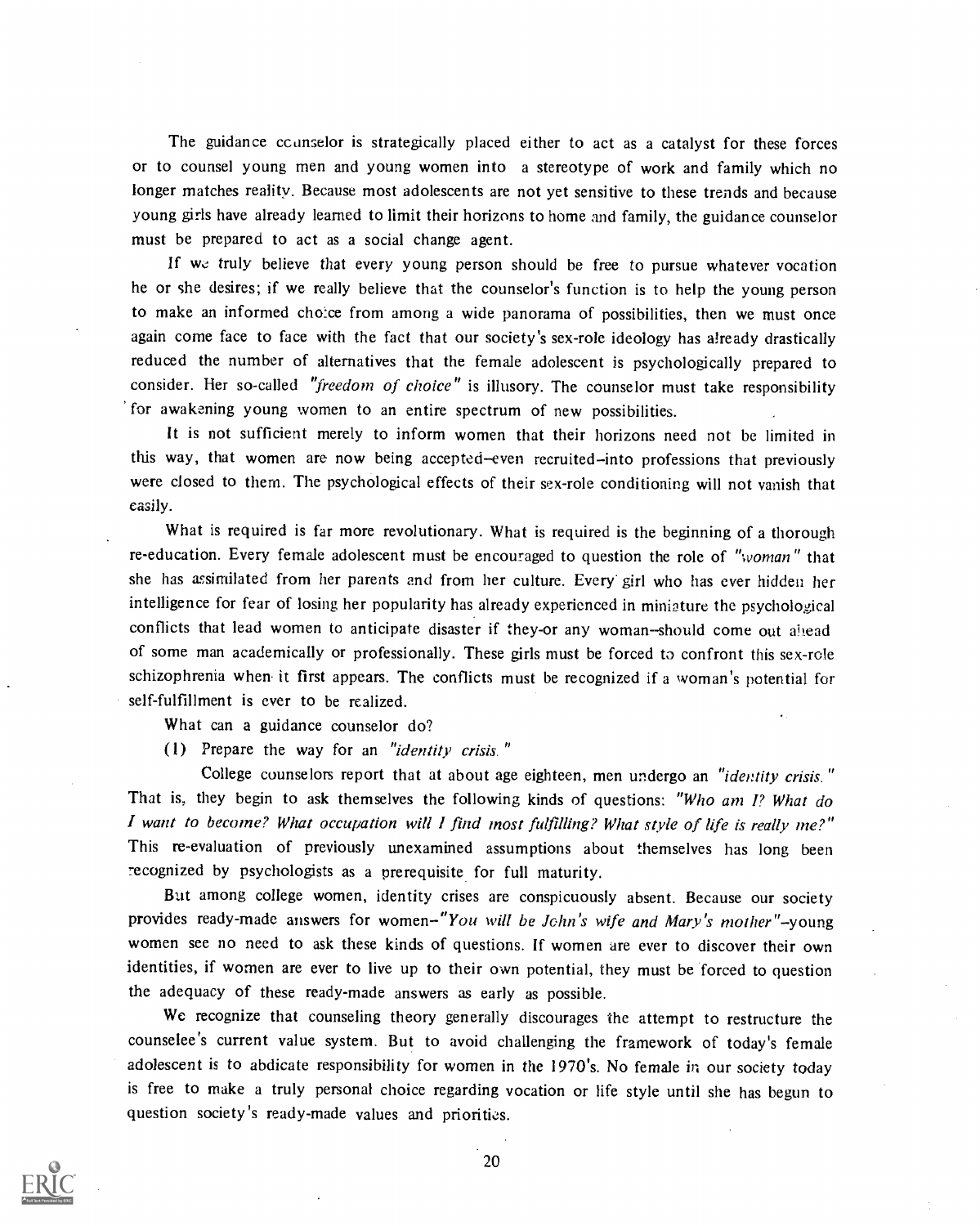The guidance counselor is strategically placed either to act as a catalyst for these forces or to counsel young men and young women into a stereotype of work and family which no longer matches reality. Because most adolescents are not yet sensitive to these trends and because young girls have already learned to limit their horizons to home and family, the guidance counselor must be prepared to act as a social change agent.

If we truly believe that every young person should be free to pursue whatever vocation he or she desires; if we really believe that the counselor's function is to help the young person to make an informed choice from among a wide panorama of possibilities, then we must once again come face to face with the fact that our society's sex-role ideology has already drastically reduced the number of alternatives that the female adolescent is psychologically prepared to consider. Her so-called *"freedom of choice"* is illusory. The counselor must take responsibility for awakening young women to an entire spectrum of new possibilities.

It is not sufficient merely to inform women that their horizons need not be limited in this way, that women are now being accepted–even recruited–into professions that previously were closed to them. The psychological effects of their sex-role conditioning will not vanish that easily.

What is required is far more revolutionary. What is required is the beginning of a thorough re-education. Every female adolescent must be encouraged to question the role of *"woman"* that she has assimilated from her parents and from her culture. Every girl who has ever hidden her intelligence for fear of losing her popularity has already experienced in miniature the psychological conflicts that lead women to anticipate disaster if they–or any woman–should come out ahead of some man academically or professionally. These girls must be forced to confront this sex-role schizophrenia when it first appears. The conflicts must be recognized if a woman's potential for self-fulfillment is ever to be realized.

What can a guidance counselor do?

(1) Prepare the way for an *"identity crisis."*

College counselors report that at about age eighteen, men undergo an *"identity crisis."* That is, they begin to ask themselves the following kinds of questions: *"Who am I? What do I want to become? What occupation will I find most fulfilling? What style of life is really me?"* This re-evaluation of previously unexamined assumptions about themselves has long been recognized by psychologists as a prerequisite for full maturity.

But among college women, identity crises are conspicuously absent. Because our society provides ready-made answers for women–*"You will be John's wife and Mary's mother"*–young women see no need to ask these kinds of questions. If women are ever to discover their own identities, if women are ever to live up to their own potential, they must be forced to question the adequacy of these ready-made answers as early as possible.

We recognize that counseling theory generally discourages the attempt to restructure the counselee's current value system. But to avoid challenging the framework of today's female adolescent is to abdicate responsibility for women in the 1970's. No female in our society today is free to make a truly personal choice regarding vocation or life style until she has begun to question society's ready-made values and priorities.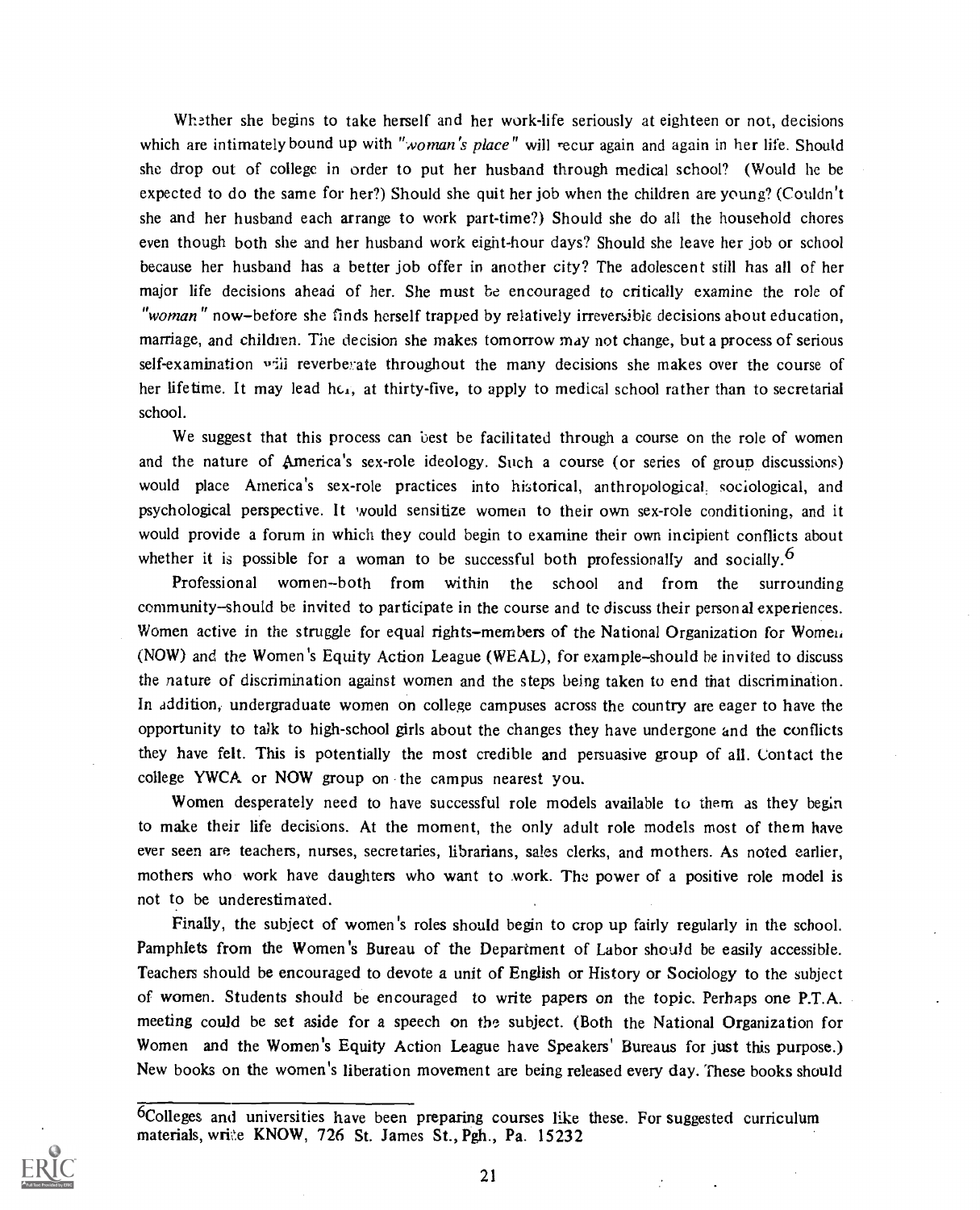Whether she begins to take herself and her work-life seriously at eighteen or not, decisions which are intimately bound up with "*woman's place*" will recur again and again in her life. Should she drop out of college in order to put her husband through medical school? (Would he be expected to do the same for her?) Should she quit her job when the children are young? (Couldn't she and her husband each arrange to work part-time?) Should she do all the household chores even though both she and her husband work eight-hour days? Should she leave her job or school because her husband has a better job offer in another city? The adolescent still has all of her major life decisions ahead of her. She must be encouraged to critically examine the role of "*woman*" now–before she finds herself trapped by relatively irreversible decisions about education, marriage, and children. The decision she makes tomorrow may not change, but a process of serious self-examination will reverberate throughout the many decisions she makes over the course of her lifetime. It may lead her, at thirty-five, to apply to medical school rather than to secretarial school.

We suggest that this process can best be facilitated through a course on the role of women and the nature of America's sex-role ideology. Such a course (or series of group discussions) would place America's sex-role practices into historical, anthropological, sociological, and psychological perspective. It would sensitize women to their own sex-role conditioning, and it would provide a forum in which they could begin to examine their own incipient conflicts about whether it is possible for a woman to be successful both professionally and socially.[6]

Professional women–both from within the school and from the surrounding community–should be invited to participate in the course and to discuss their personal experiences. Women active in the struggle for equal rights–members of the National Organization for Women (NOW) and the Women's Equity Action League (WEAL), for example–should be invited to discuss the nature of discrimination against women and the steps being taken to end that discrimination. In addition, undergraduate women on college campuses across the country are eager to have the opportunity to talk to high-school girls about the changes they have undergone and the conflicts they have felt. This is potentially the most credible and persuasive group of all. Contact the college YWCA or NOW group on the campus nearest you.

Women desperately need to have successful role models available to them as they begin to make their life decisions. At the moment, the only adult role models most of them have ever seen are teachers, nurses, secretaries, librarians, sales clerks, and mothers. As noted earlier, mothers who work have daughters who want to work. The power of a positive role model is not to be underestimated.

Finally, the subject of women's roles should begin to crop up fairly regularly in the school. Pamphlets from the Women's Bureau of the Department of Labor should be easily accessible. Teachers should be encouraged to devote a unit of English or History or Sociology to the subject of women. Students should be encouraged to write papers on the topic. Perhaps one P.T.A. meeting could be set aside for a speech on the subject. (Both the National Organization for Women and the Women's Equity Action League have Speakers' Bureaus for just this purpose.) New books on the women's liberation movement are being released every day. These books should

---

[6]Colleges and universities have been preparing courses like these. For suggested curriculum materials, write KNOW, 726 St. James St., Pgh., Pa. 15232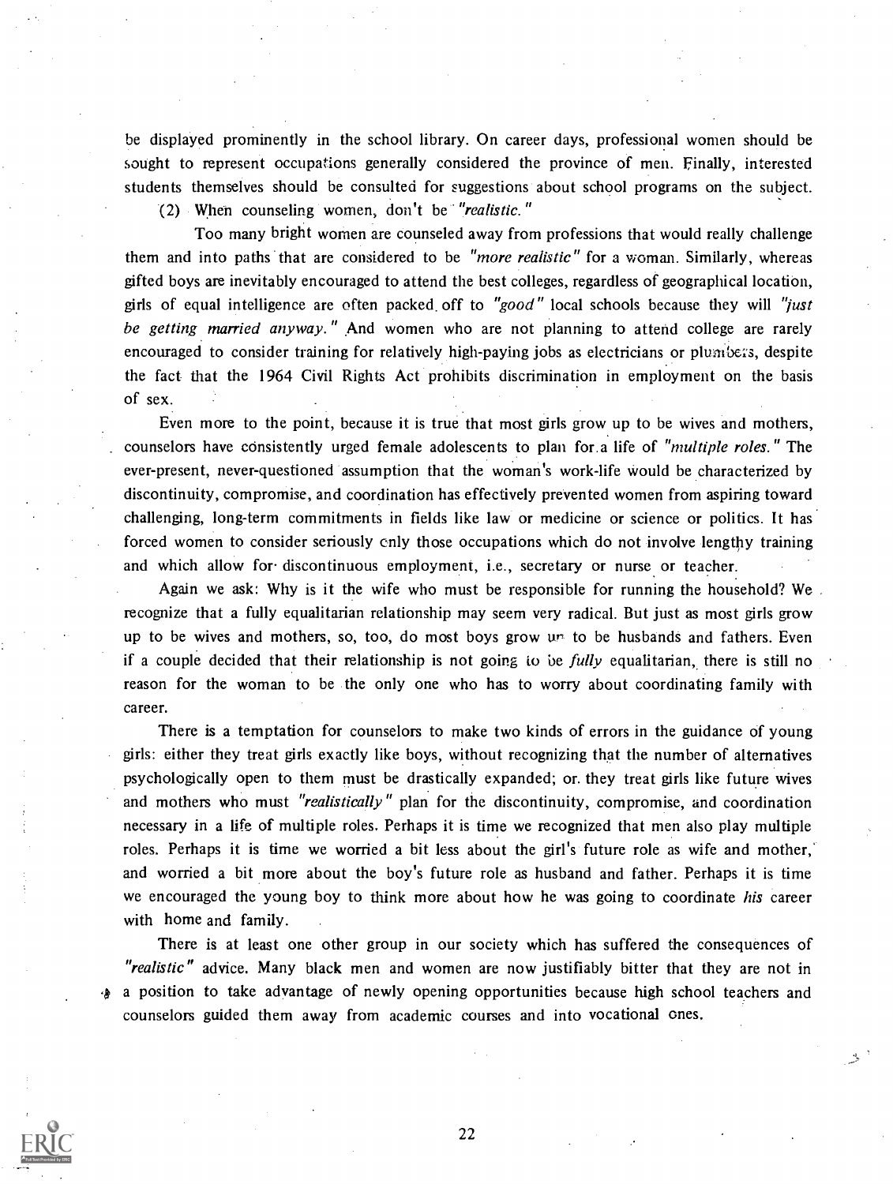be displayed prominently in the school library. On career days, professional women should be sought to represent occupations generally considered the province of men. Finally, interested students themselves should be consulted for suggestions about school programs on the subject.

(2) When counseling women, don't be *"realistic."*

Too many bright women are counseled away from professions that would really challenge them and into paths that are considered to be *"more realistic"* for a woman. Similarly, whereas gifted boys are inevitably encouraged to attend the best colleges, regardless of geographical location, girls of equal intelligence are often packed off to *"good"* local schools because they will *"just be getting married anyway."* And women who are not planning to attend college are rarely encouraged to consider training for relatively high-paying jobs as electricians or plumbers, despite the fact that the 1964 Civil Rights Act prohibits discrimination in employment on the basis of sex.

Even more to the point, because it is true that most girls grow up to be wives and mothers, counselors have consistently urged female adolescents to plan for a life of *"multiple roles."* The ever-present, never-questioned assumption that the woman's work-life would be characterized by discontinuity, compromise, and coordination has effectively prevented women from aspiring toward challenging, long-term commitments in fields like law or medicine or science or politics. It has forced women to consider seriously only those occupations which do not involve lengthy training and which allow for discontinuous employment, i.e., secretary or nurse or teacher.

Again we ask: Why is it the wife who must be responsible for running the household? We recognize that a fully equalitarian relationship may seem very radical. But just as most girls grow up to be wives and mothers, so, too, do most boys grow up to be husbands and fathers. Even if a couple decided that their relationship is not going to be *fully* equalitarian, there is still no reason for the woman to be the only one who has to worry about coordinating family with career.

There is a temptation for counselors to make two kinds of errors in the guidance of young girls: either they treat girls exactly like boys, without recognizing that the number of alternatives psychologically open to them must be drastically expanded; or they treat girls like future wives and mothers who must *"realistically"* plan for the discontinuity, compromise, and coordination necessary in a life of multiple roles. Perhaps it is time we recognized that men also play multiple roles. Perhaps it is time we worried a bit less about the girl's future role as wife and mother, and worried a bit more about the boy's future role as husband and father. Perhaps it is time we encouraged the young boy to think more about how he was going to coordinate *his* career with home and family.

There is at least one other group in our society which has suffered the consequences of *"realistic"* advice. Many black men and women are now justifiably bitter that they are not in a position to take advantage of newly opening opportunities because high school teachers and counselors guided them away from academic courses and into vocational ones.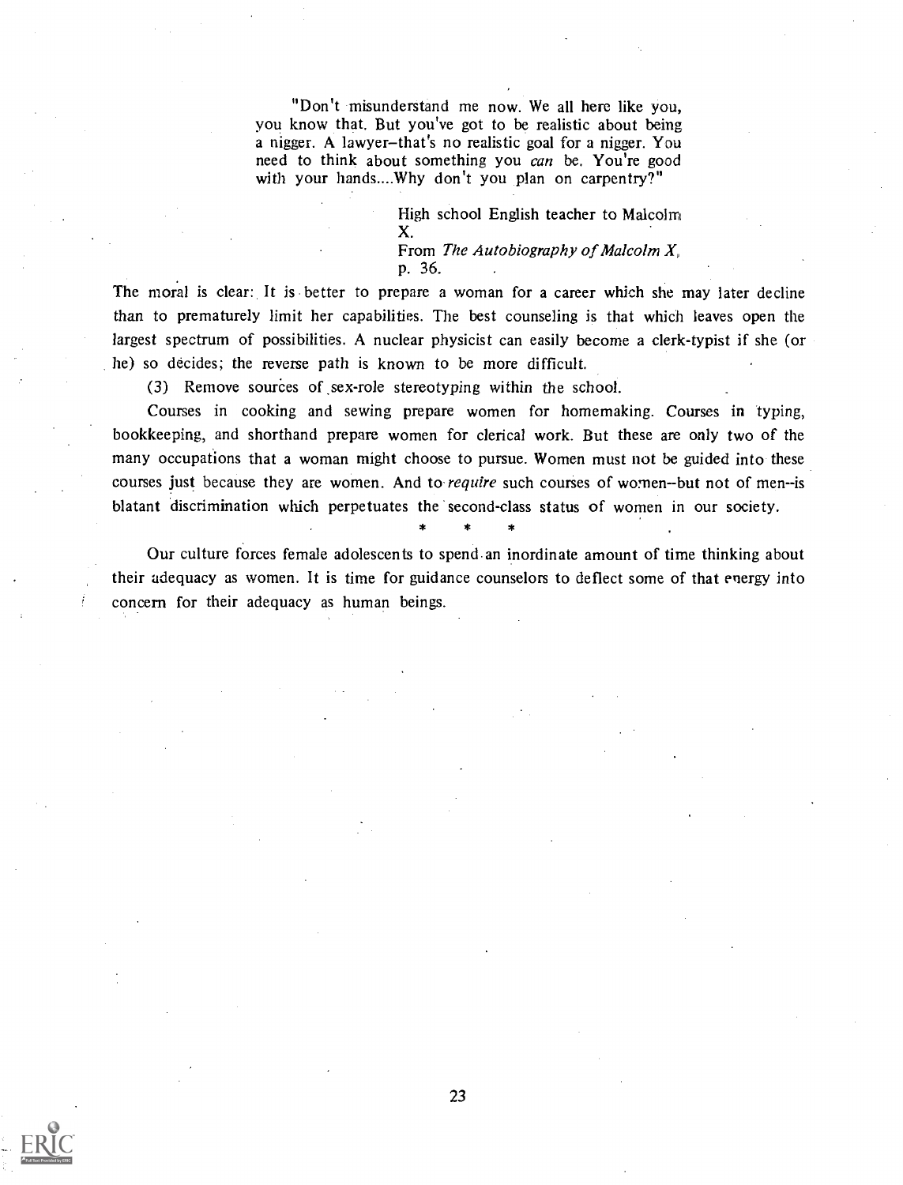> "Don't misunderstand me now. We all here like you, you know that. But you've got to be realistic about being a nigger. A lawyer–that's no realistic goal for a nigger. You need to think about something you *can* be. You're good with your hands....Why don't you plan on carpentry?"
>
> High school English teacher to Malcolm X.
> From *The Autobiography of Malcolm X*, p. 36.

The moral is clear: It is better to prepare a woman for a career which she may later decline than to prematurely limit her capabilities. The best counseling is that which leaves open the largest spectrum of possibilities. A nuclear physicist can easily become a clerk-typist if she (or he) so decides; the reverse path is known to be more difficult.

(3) Remove sources of sex-role stereotyping within the school.

Courses in cooking and sewing prepare women for homemaking. Courses in typing, bookkeeping, and shorthand prepare women for clerical work. But these are only two of the many occupations that a woman might choose to pursue. Women must not be guided into these courses just because they are women. And to *require* such courses of women--but not of men--is blatant discrimination which perpetuates the second-class status of women in our society.

\* \* \*

Our culture forces female adolescents to spend an inordinate amount of time thinking about their adequacy as women. It is time for guidance counselors to deflect some of that energy into concern for their adequacy as human beings.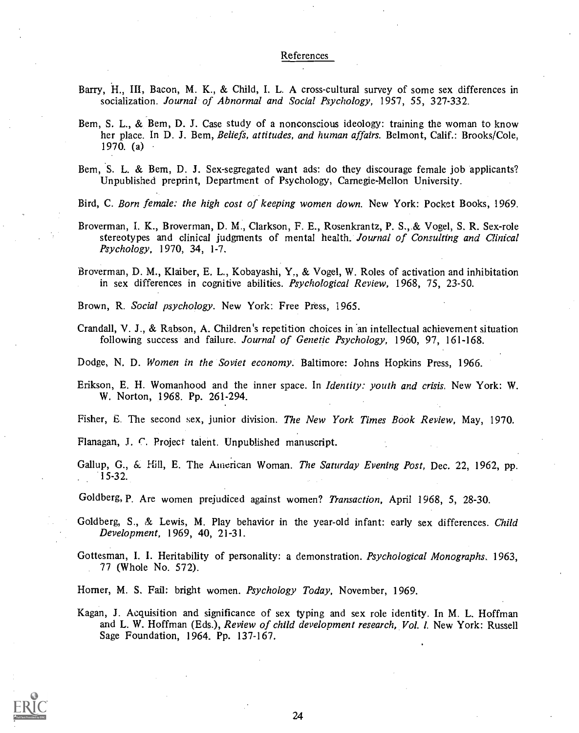## References

Barry, H., III, Bacon, M. K., & Child, I. L. A cross-cultural survey of some sex differences in socialization. *Journal of Abnormal and Social Psychology,* 1957, 55, 327-332.

Bem, S. L., & Bem, D. J. Case study of a nonconscious ideology: training the woman to know her place. In D. J. Bem, *Beliefs, attitudes, and human affairs.* Belmont, Calif.: Brooks/Cole, 1970. (a)

Bem, S. L. & Bem, D. J. Sex-segregated want ads: do they discourage female job applicants? Unpublished preprint, Department of Psychology, Carnegie-Mellon University.

Bird, C. *Born female: the high cost of keeping women down.* New York: Pocket Books, 1969.

Broverman, I. K., Broverman, D. M., Clarkson, F. E., Rosenkrantz, P. S., & Vogel, S. R. Sex-role stereotypes and clinical judgments of mental health. *Journal of Consulting and Clinical Psychology,* 1970, 34, 1-7.

Broverman, D. M., Klaiber, E. L., Kobayashi, Y., & Vogel, W. Roles of activation and inhibitation in sex differences in cognitive abilities. *Psychological Review,* 1968, 75, 23-50.

Brown, R. *Social psychology.* New York: Free Press, 1965.

Crandall, V. J., & Rabson, A. Children's repetition choices in an intellectual achievement situation following success and failure. *Journal of Genetic Psychology,* 1960, 97, 161-168.

Dodge, N. D. *Women in the Soviet economy.* Baltimore: Johns Hopkins Press, 1966.

Erikson, E. H. Womanhood and the inner space. In *Identity: youth and crisis.* New York: W. W. Norton, 1968. Pp. 261-294.

Fisher, E. The second sex, junior division. *The New York Times Book Review,* May, 1970.

Flanagan, J. C. Project talent. Unpublished manuscript.

Gallup, G., & Hill, E. The American Woman. *The Saturday Evening Post,* Dec. 22, 1962, pp. 15-32.

Goldberg, P. Are women prejudiced against women? *Transaction,* April 1968, 5, 28-30.

Goldberg, S., & Lewis, M. Play behavior in the year-old infant: early sex differences. *Child Development,* 1969, 40, 21-31.

Gottesman, I. I. Heritability of personality: a demonstration. *Psychological Monographs.* 1963, 77 (Whole No. 572).

Horner, M. S. Fail: bright women. *Psychology Today,* November, 1969.

Kagan, J. Acquisition and significance of sex typing and sex role identity. In M. L. Hoffman and L. W. Hoffman (Eds.), *Review of child development research, Vol. I.* New York: Russell Sage Foundation, 1964. Pp. 137-167.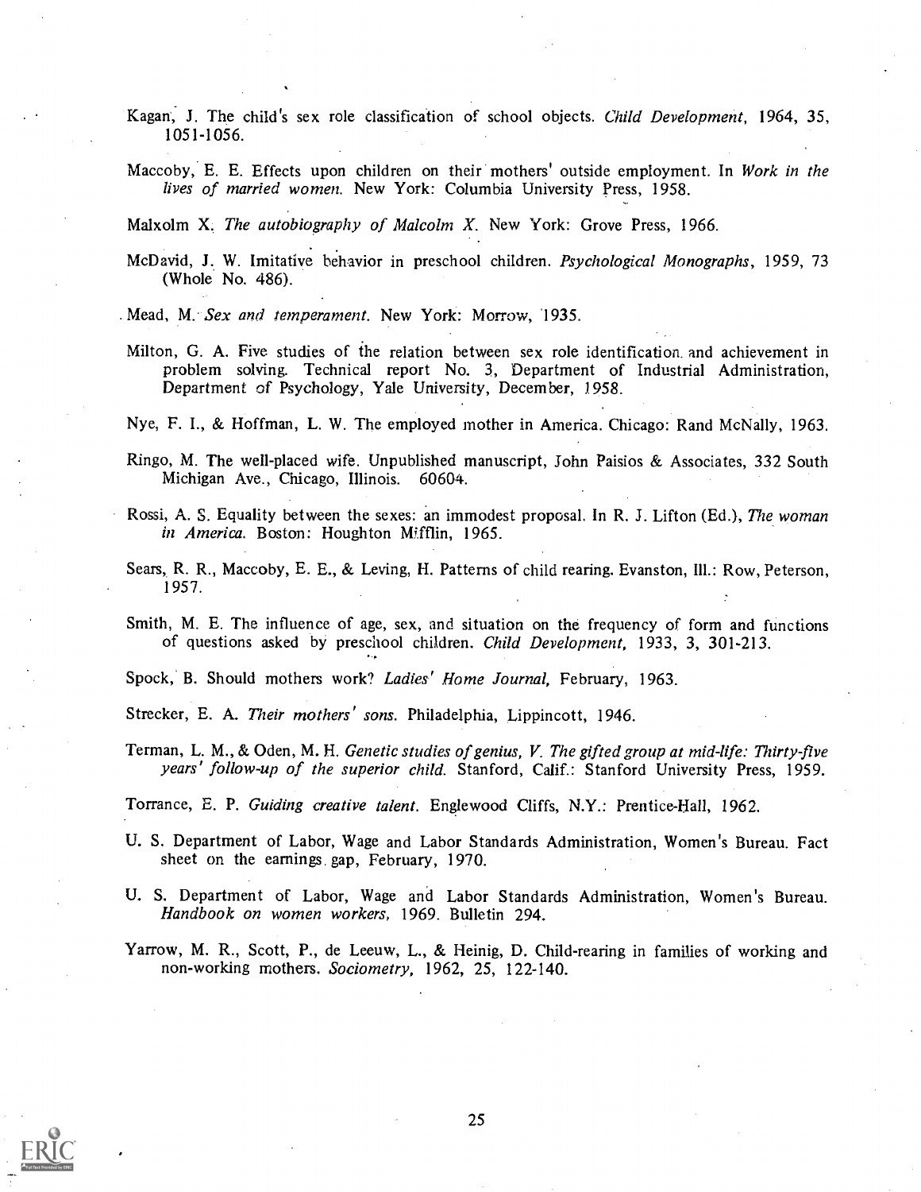Kagan, J. The child's sex role classification of school objects. *Child Development*, 1964, 35, 1051-1056.

Maccoby, E. E. Effects upon children on their mothers' outside employment. In *Work in the lives of married women.* New York: Columbia University Press, 1958.

Malxolm X. *The autobiography of Malcolm X.* New York: Grove Press, 1966.

McDavid, J. W. Imitative behavior in preschool children. *Psychological Monographs*, 1959, 73 (Whole No. 486).

Mead, M. *Sex and temperament.* New York: Morrow, 1935.

Milton, G. A. Five studies of the relation between sex role identification and achievement in problem solving. Technical report No. 3, Department of Industrial Administration, Department of Psychology, Yale University, December, 1958.

Nye, F. I., & Hoffman, L. W. The employed mother in America. Chicago: Rand McNally, 1963.

Ringo, M. The well-placed wife. Unpublished manuscript, John Paisios & Associates, 332 South Michigan Ave., Chicago, Illinois. 60604.

Rossi, A. S. Equality between the sexes: an immodest proposal. In R. J. Lifton (Ed.), *The woman in America.* Boston: Houghton Mifflin, 1965.

Sears, R. R., Maccoby, E. E., & Leving, H. Patterns of child rearing. Evanston, Ill.: Row, Peterson, 1957.

Smith, M. E. The influence of age, sex, and situation on the frequency of form and functions of questions asked by preschool children. *Child Development,* 1933, 3, 301-213.

Spock, B. Should mothers work? *Ladies' Home Journal,* February, 1963.

Strecker, E. A. *Their mothers' sons.* Philadelphia, Lippincott, 1946.

Terman, L. M., & Oden, M. H. *Genetic studies of genius, V. The gifted group at mid-life: Thirty-five years' follow-up of the superior child.* Stanford, Calif.: Stanford University Press, 1959.

Torrance, E. P. *Guiding creative talent.* Englewood Cliffs, N.Y.: Prentice-Hall, 1962.

U. S. Department of Labor, Wage and Labor Standards Administration, Women's Bureau. Fact sheet on the earnings gap, February, 1970.

U. S. Department of Labor, Wage and Labor Standards Administration, Women's Bureau. *Handbook on women workers,* 1969. Bulletin 294.

Yarrow, M. R., Scott, P., de Leeuw, L., & Heinig, D. Child-rearing in families of working and non-working mothers. *Sociometry,* 1962, 25, 122-140.